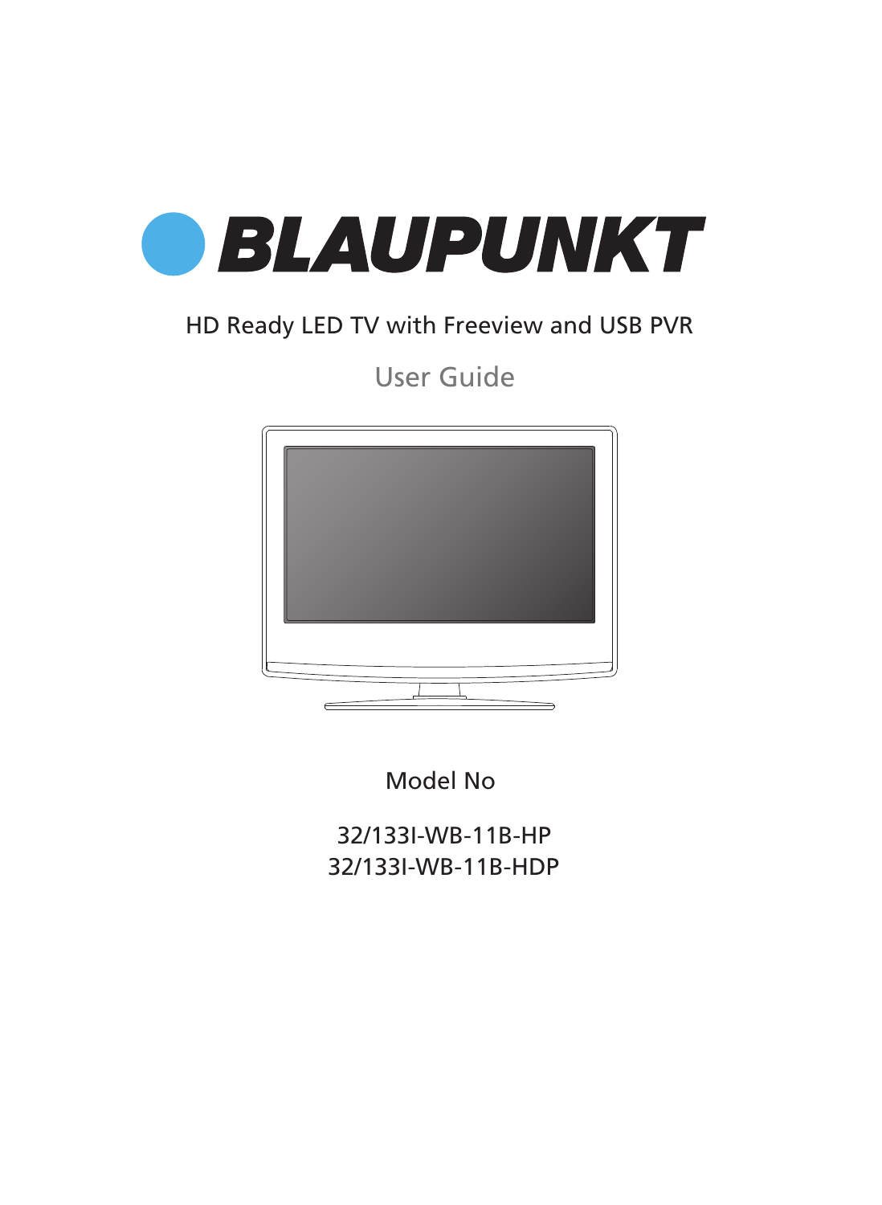# BLAUPUNKT

HD Ready LED TV with Freeview and USB PVR

## User Guide

Model No

32/133I-WB-11B-HP
32/133I-WB-11B-HDP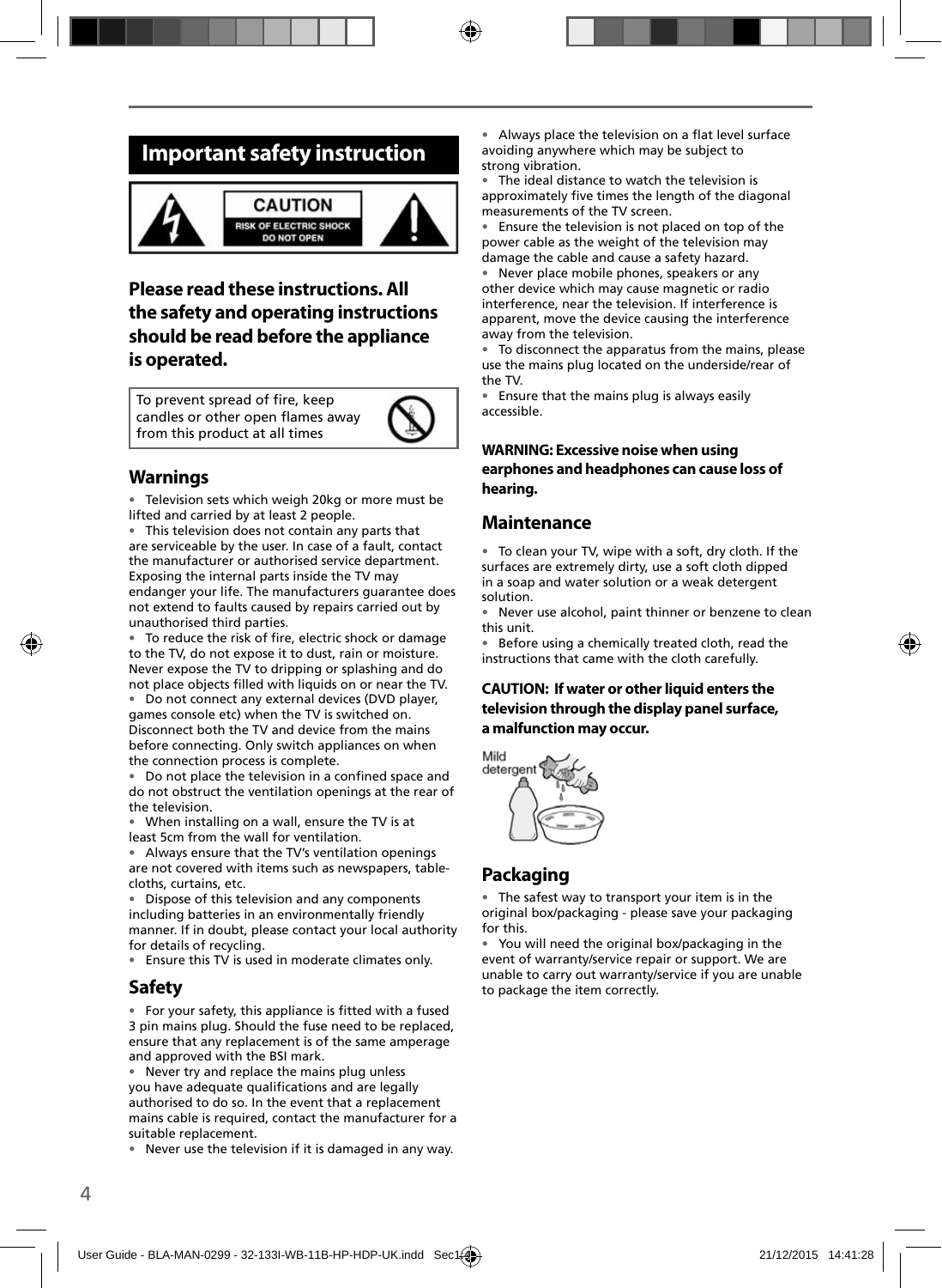# Important safety instruction

**CAUTION**
RISK OF ELECTRIC SHOCK
DO NOT OPEN

## Please read these instructions. All the safety and operating instructions should be read before the appliance is operated.

To prevent spread of fire, keep candles or other open flames away from this product at all times

## Warnings

- Television sets which weigh 20kg or more must be lifted and carried by at least 2 people.
- This television does not contain any parts that are serviceable by the user. In case of a fault, contact the manufacturer or authorised service department. Exposing the internal parts inside the TV may endanger your life. The manufacturers guarantee does not extend to faults caused by repairs carried out by unauthorised third parties.
- To reduce the risk of fire, electric shock or damage to the TV, do not expose it to dust, rain or moisture. Never expose the TV to dripping or splashing and do not place objects filled with liquids on or near the TV.
- Do not connect any external devices (DVD player, games console etc) when the TV is switched on. Disconnect both the TV and device from the mains before connecting. Only switch appliances on when the connection process is complete.
- Do not place the television in a confined space and do not obstruct the ventilation openings at the rear of the television.
- When installing on a wall, ensure the TV is at least 5cm from the wall for ventilation.
- Always ensure that the TV's ventilation openings are not covered with items such as newspapers, table-cloths, curtains, etc.
- Dispose of this television and any components including batteries in an environmentally friendly manner. If in doubt, please contact your local authority for details of recycling.
- Ensure this TV is used in moderate climates only.

## Safety

- For your safety, this appliance is fitted with a fused 3 pin mains plug. Should the fuse need to be replaced, ensure that any replacement is of the same amperage and approved with the BSI mark.
- Never try and replace the mains plug unless you have adequate qualifications and are legally authorised to do so. In the event that a replacement mains cable is required, contact the manufacturer for a suitable replacement.
- Never use the television if it is damaged in any way.
- Always place the television on a flat level surface avoiding anywhere which may be subject to strong vibration.
- The ideal distance to watch the television is approximately five times the length of the diagonal measurements of the TV screen.
- Ensure the television is not placed on top of the power cable as the weight of the television may damage the cable and cause a safety hazard.
- Never place mobile phones, speakers or any other device which may cause magnetic or radio interference, near the television. If interference is apparent, move the device causing the interference away from the television.
- To disconnect the apparatus from the mains, please use the mains plug located on the underside/rear of the TV.
- Ensure that the mains plug is always easily accessible.

**WARNING: Excessive noise when using earphones and headphones can cause loss of hearing.**

## Maintenance

- To clean your TV, wipe with a soft, dry cloth. If the surfaces are extremely dirty, use a soft cloth dipped in a soap and water solution or a weak detergent solution.
- Never use alcohol, paint thinner or benzene to clean this unit.
- Before using a chemically treated cloth, read the instructions that came with the cloth carefully.

**CAUTION: If water or other liquid enters the television through the display panel surface, a malfunction may occur.**

Mild detergent

## Packaging

- The safest way to transport your item is in the original box/packaging - please save your packaging for this.
- You will need the original box/packaging in the event of warranty/service repair or support. We are unable to carry out warranty/service if you are unable to package the item correctly.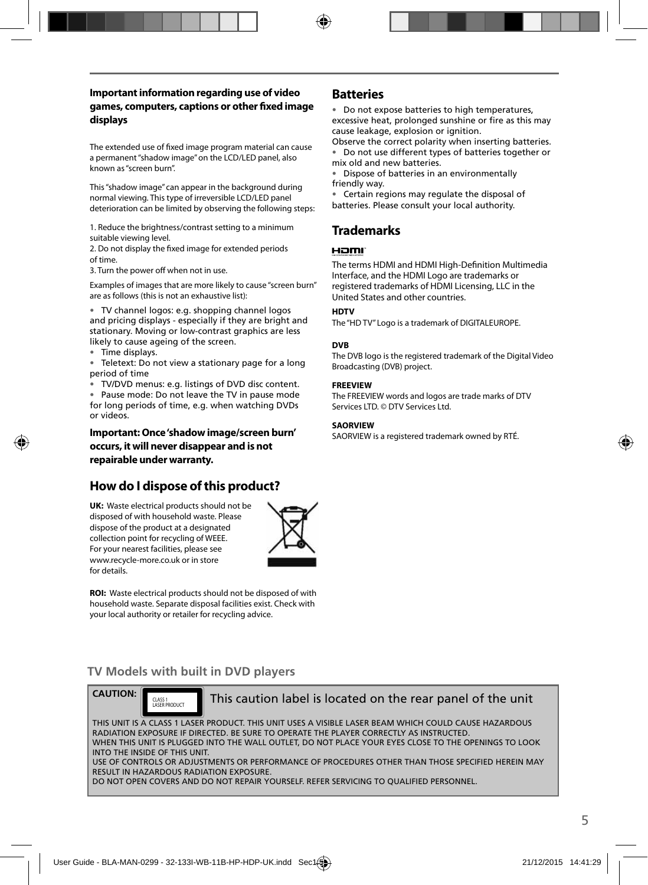### Important information regarding use of video games, computers, captions or other fixed image displays

The extended use of fixed image program material can cause a permanent "shadow image" on the LCD/LED panel, also known as "screen burn".

This "shadow image" can appear in the background during normal viewing. This type of irreversible LCD/LED panel deterioration can be limited by observing the following steps:

1. Reduce the brightness/contrast setting to a minimum suitable viewing level.
2. Do not display the fixed image for extended periods of time.
3. Turn the power off when not in use.

Examples of images that are more likely to cause "screen burn" are as follows (this is not an exhaustive list):

- TV channel logos: e.g. shopping channel logos and pricing displays - especially if they are bright and stationary. Moving or low-contrast graphics are less likely to cause ageing of the screen.
- Time displays.
- Teletext: Do not view a stationary page for a long period of time
- TV/DVD menus: e.g. listings of DVD disc content.
- Pause mode: Do not leave the TV in pause mode for long periods of time, e.g. when watching DVDs or videos.

**Important: Once 'shadow image/screen burn' occurs, it will never disappear and is not repairable under warranty.**

## How do I dispose of this product?

**UK:** Waste electrical products should not be disposed of with household waste. Please dispose of the product at a designated collection point for recycling of WEEE. For your nearest facilities, please see www.recycle-more.co.uk or in store for details.

**ROI:** Waste electrical products should not be disposed of with household waste. Separate disposal facilities exist. Check with your local authority or retailer for recycling advice.

## Batteries

- Do not expose batteries to high temperatures, excessive heat, prolonged sunshine or fire as this may cause leakage, explosion or ignition.

Observe the correct polarity when inserting batteries.

- Do not use different types of batteries together or mix old and new batteries.
- Dispose of batteries in an environmentally friendly way.
- Certain regions may regulate the disposal of batteries. Please consult your local authority.

## Trademarks

HDMI

The terms HDMI and HDMI High-Definition Multimedia Interface, and the HDMI Logo are trademarks or registered trademarks of HDMI Licensing, LLC in the United States and other countries.

**HDTV**

The "HD TV" Logo is a trademark of DIGITALEUROPE.

**DVB**

The DVB logo is the registered trademark of the Digital Video Broadcasting (DVB) project.

**FREEVIEW**

The FREEVIEW words and logos are trade marks of DTV Services LTD. © DTV Services Ltd.

**SAORVIEW**

SAORVIEW is a registered trademark owned by RTÉ.

## TV Models with built in DVD players

**CAUTION:** CLASS 1 LASER PRODUCT — This caution label is located on the rear panel of the unit

THIS UNIT IS A CLASS 1 LASER PRODUCT. THIS UNIT USES A VISIBLE LASER BEAM WHICH COULD CAUSE HAZARDOUS RADIATION EXPOSURE IF DIRECTED. BE SURE TO OPERATE THE PLAYER CORRECTLY AS INSTRUCTED.
WHEN THIS UNIT IS PLUGGED INTO THE WALL OUTLET, DO NOT PLACE YOUR EYES CLOSE TO THE OPENINGS TO LOOK INTO THE INSIDE OF THIS UNIT.
USE OF CONTROLS OR ADJUSTMENTS OR PERFORMANCE OF PROCEDURES OTHER THAN THOSE SPECIFIED HEREIN MAY RESULT IN HAZARDOUS RADIATION EXPOSURE.
DO NOT OPEN COVERS AND DO NOT REPAIR YOURSELF. REFER SERVICING TO QUALIFIED PERSONNEL.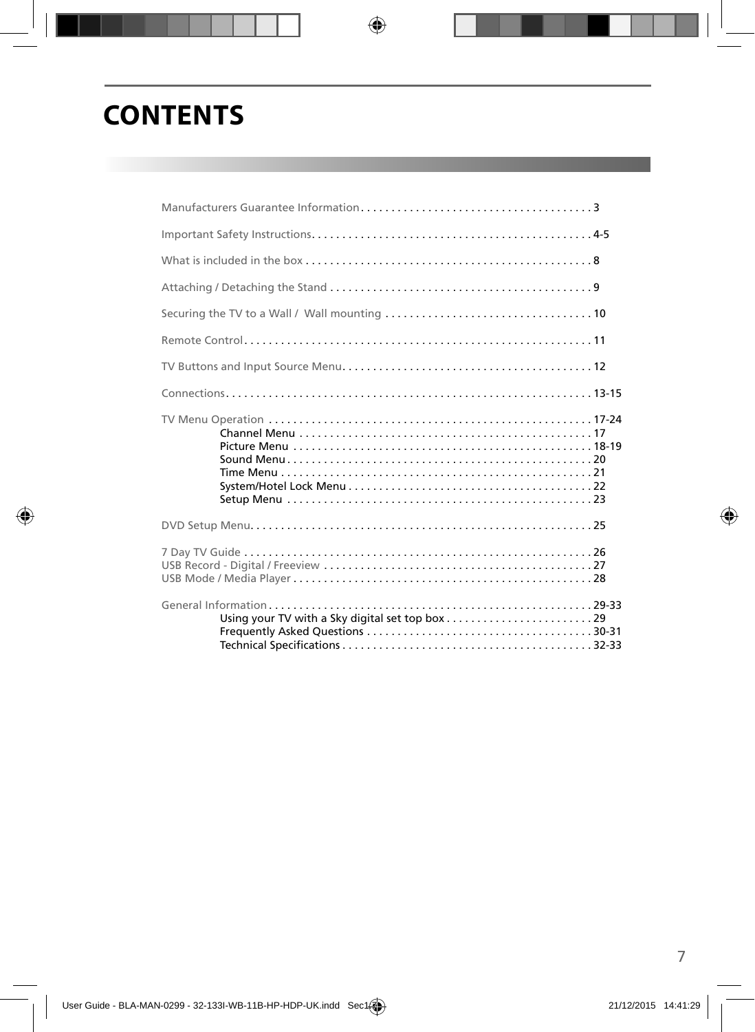# CONTENTS

Manufacturers Guarantee Information . . . . . . . . . . . . . . . . . . . . . . . . . . . . . . . . . . . . . . 3

Important Safety Instructions. . . . . . . . . . . . . . . . . . . . . . . . . . . . . . . . . . . . . . . . . . . . . 4-5

What is included in the box . . . . . . . . . . . . . . . . . . . . . . . . . . . . . . . . . . . . . . . . . . . . . . . 8

Attaching / Detaching the Stand . . . . . . . . . . . . . . . . . . . . . . . . . . . . . . . . . . . . . . . . . . . 9

Securing the TV to a Wall / Wall mounting . . . . . . . . . . . . . . . . . . . . . . . . . . . . . . . . . . 10

Remote Control. . . . . . . . . . . . . . . . . . . . . . . . . . . . . . . . . . . . . . . . . . . . . . . . . . . . . . . . . . 11

TV Buttons and Input Source Menu. . . . . . . . . . . . . . . . . . . . . . . . . . . . . . . . . . . . . . . . . 12

Connections. . . . . . . . . . . . . . . . . . . . . . . . . . . . . . . . . . . . . . . . . . . . . . . . . . . . . . . . . . . . . 13-15

TV Menu Operation . . . . . . . . . . . . . . . . . . . . . . . . . . . . . . . . . . . . . . . . . . . . . . . . . . . . . . 17-24
- Channel Menu . . . . . . . . . . . . . . . . . . . . . . . . . . . . . . . . . . . . . . . . . . . . . . . . 17
- Picture Menu . . . . . . . . . . . . . . . . . . . . . . . . . . . . . . . . . . . . . . . . . . . . . . . . . 18-19
- Sound Menu . . . . . . . . . . . . . . . . . . . . . . . . . . . . . . . . . . . . . . . . . . . . . . . . . . 20
- Time Menu . . . . . . . . . . . . . . . . . . . . . . . . . . . . . . . . . . . . . . . . . . . . . . . . . . . 21
- System/Hotel Lock Menu . . . . . . . . . . . . . . . . . . . . . . . . . . . . . . . . . . . . . . . . 22
- Setup Menu . . . . . . . . . . . . . . . . . . . . . . . . . . . . . . . . . . . . . . . . . . . . . . . . . . 23

DVD Setup Menu. . . . . . . . . . . . . . . . . . . . . . . . . . . . . . . . . . . . . . . . . . . . . . . . . . . . . . . . . 25

7 Day TV Guide . . . . . . . . . . . . . . . . . . . . . . . . . . . . . . . . . . . . . . . . . . . . . . . . . . . . . . . . . . 26
USB Record - Digital / Freeview . . . . . . . . . . . . . . . . . . . . . . . . . . . . . . . . . . . . . . . . . . . . 27
USB Mode / Media Player . . . . . . . . . . . . . . . . . . . . . . . . . . . . . . . . . . . . . . . . . . . . . . . . . . 28

General Information . . . . . . . . . . . . . . . . . . . . . . . . . . . . . . . . . . . . . . . . . . . . . . . . . . . . . 29-33
- Using your TV with a Sky digital set top box . . . . . . . . . . . . . . . . . . . . . . . . 29
- Frequently Asked Questions . . . . . . . . . . . . . . . . . . . . . . . . . . . . . . . . . . . . . 30-31
- Technical Specifications . . . . . . . . . . . . . . . . . . . . . . . . . . . . . . . . . . . . . . . . . 32-33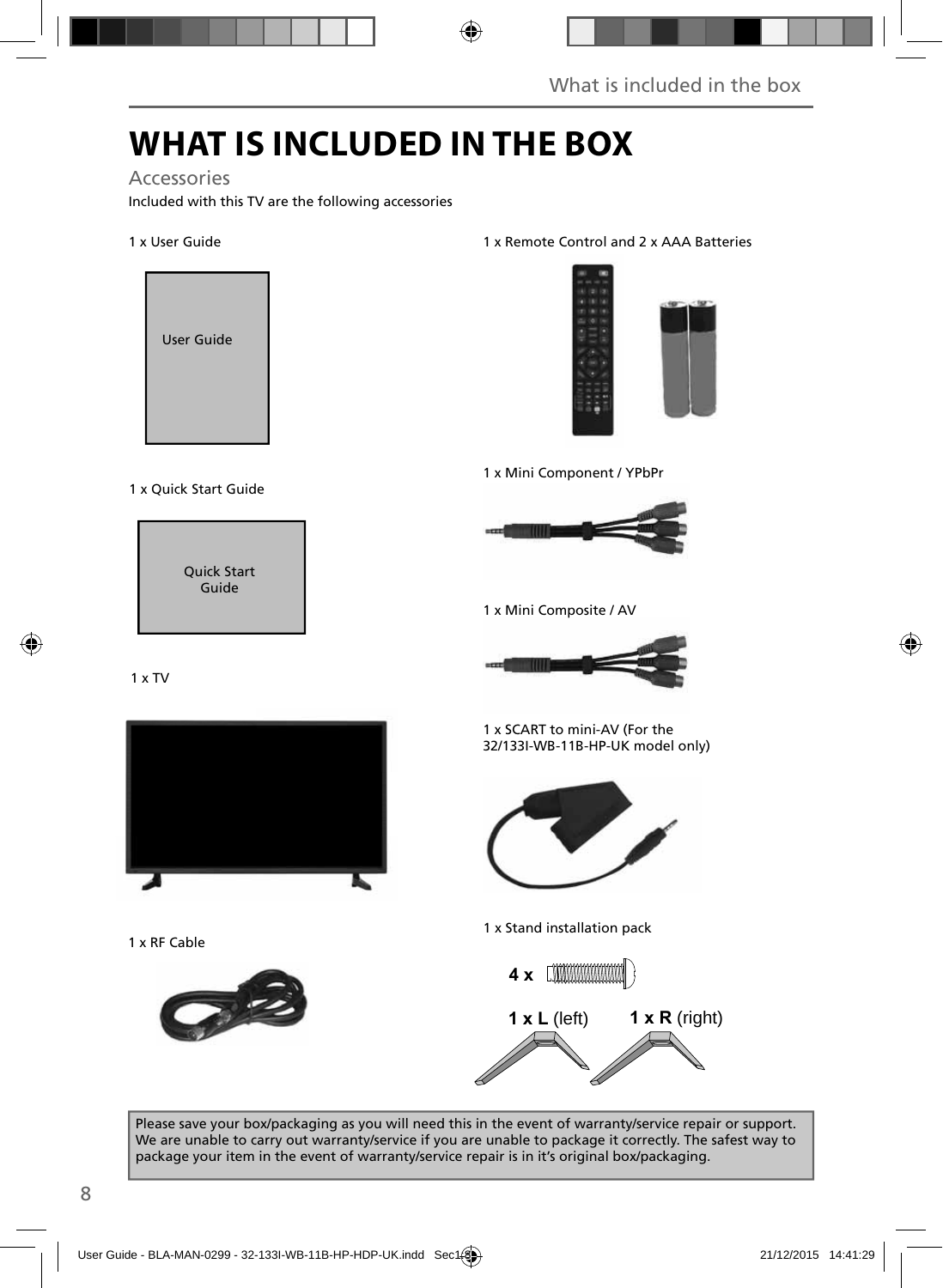# WHAT IS INCLUDED IN THE BOX

## Accessories

Included with this TV are the following accessories

1 x User Guide

User Guide

1 x Quick Start Guide

Quick Start Guide

1 x TV

1 x RF Cable

1 x Remote Control and 2 x AAA Batteries

1 x Mini Component / YPbPr

1 x Mini Composite / AV

1 x SCART to mini-AV (For the 32/133I-WB-11B-HP-UK model only)

1 x Stand installation pack

**4 x**

**1 x L** (left) **1 x R** (right)

Please save your box/packaging as you will need this in the event of warranty/service repair or support. We are unable to carry out warranty/service if you are unable to package it correctly. The safest way to package your item in the event of warranty/service repair is in it's original box/packaging.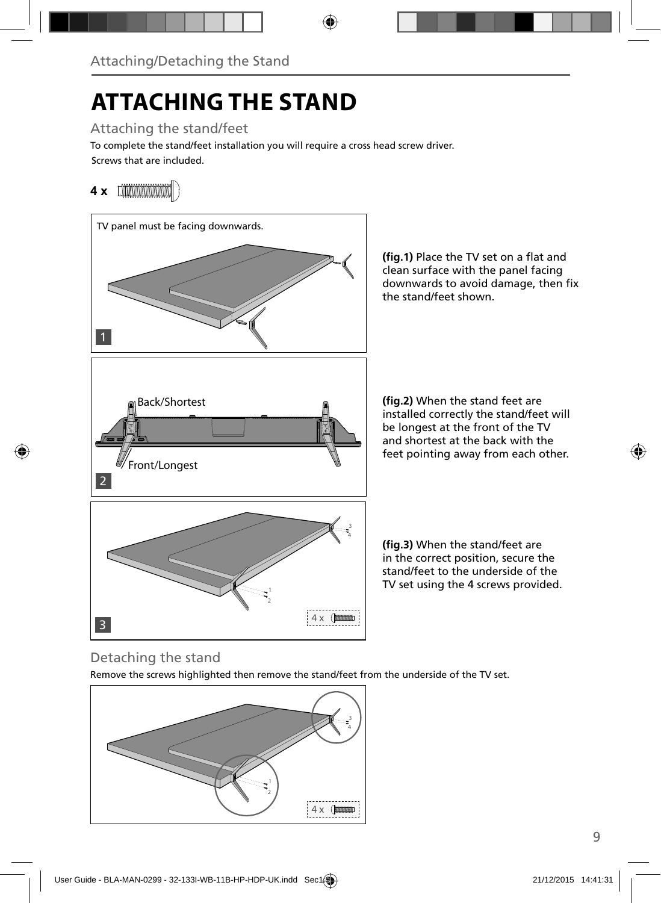# ATTACHING THE STAND

## Attaching the stand/feet

To complete the stand/feet installation you will require a cross head screw driver.

Screws that are included.

**4 x**

TV panel must be facing downwards.

1

**(fig.1)** Place the TV set on a flat and clean surface with the panel facing downwards to avoid damage, then fix the stand/feet shown.

Back/Shortest

Front/Longest

2

**(fig.2)** When the stand feet are installed correctly the stand/feet will be longest at the front of the TV and shortest at the back with the feet pointing away from each other.

3

4 x

**(fig.3)** When the stand/feet are in the correct position, secure the stand/feet to the underside of the TV set using the 4 screws provided.

## Detaching the stand

Remove the screws highlighted then remove the stand/feet from the underside of the TV set.

4 x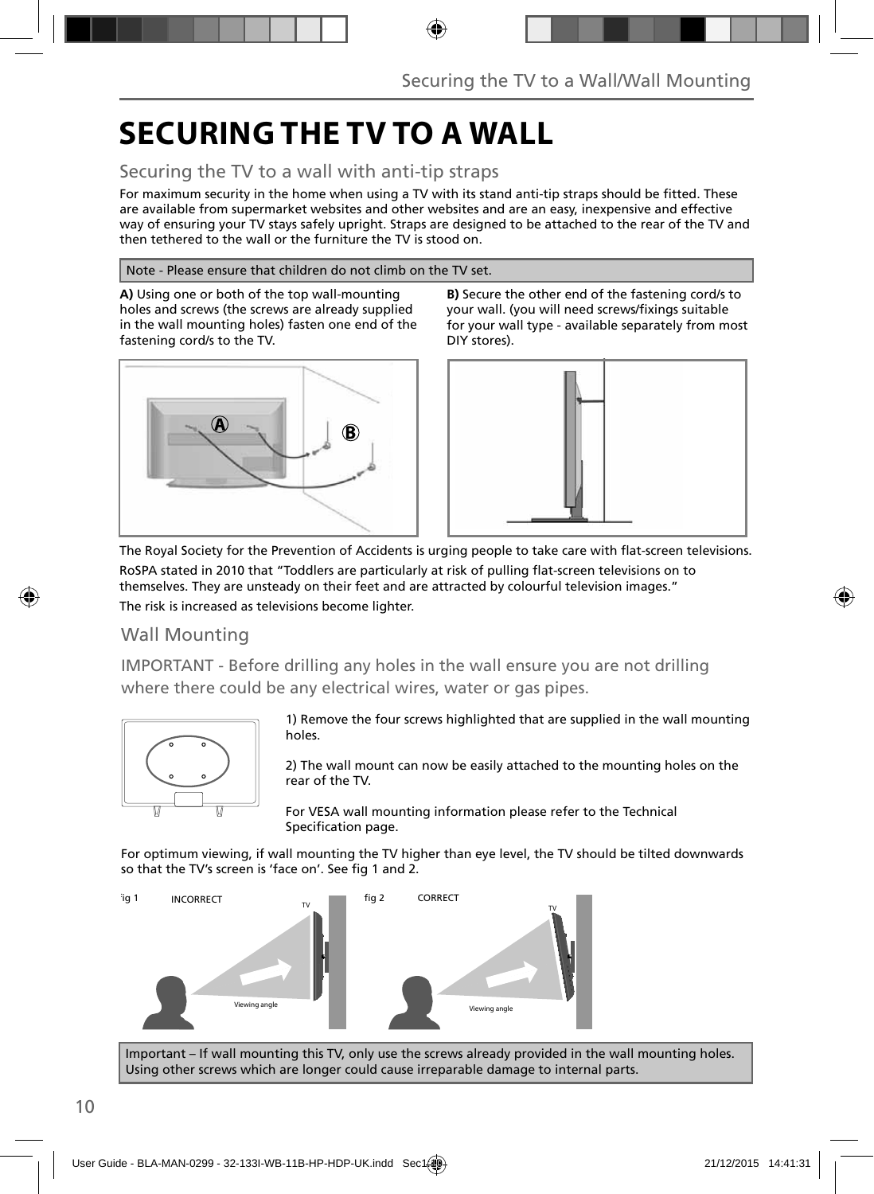# SECURING THE TV TO A WALL

## Securing the TV to a wall with anti-tip straps

For maximum security in the home when using a TV with its stand anti-tip straps should be fitted. These are available from supermarket websites and other websites and are an easy, inexpensive and effective way of ensuring your TV stays safely upright. Straps are designed to be attached to the rear of the TV and then tethered to the wall or the furniture the TV is stood on.

Note - Please ensure that children do not climb on the TV set.

**A)** Using one or both of the top wall-mounting holes and screws (the screws are already supplied in the wall mounting holes) fasten one end of the fastening cord/s to the TV.

**B)** Secure the other end of the fastening cord/s to your wall. (you will need screws/fixings suitable for your wall type - available separately from most DIY stores).

The Royal Society for the Prevention of Accidents is urging people to take care with flat-screen televisions.

RoSPA stated in 2010 that “Toddlers are particularly at risk of pulling flat-screen televisions on to themselves. They are unsteady on their feet and are attracted by colourful television images.”

The risk is increased as televisions become lighter.

## Wall Mounting

IMPORTANT - Before drilling any holes in the wall ensure you are not drilling where there could be any electrical wires, water or gas pipes.

1) Remove the four screws highlighted that are supplied in the wall mounting holes.

2) The wall mount can now be easily attached to the mounting holes on the rear of the TV.

For VESA wall mounting information please refer to the Technical Specification page.

For optimum viewing, if wall mounting the TV higher than eye level, the TV should be tilted downwards so that the TV’s screen is ‘face on’. See fig 1 and 2.

fig 1 INCORRECT

fig 2 CORRECT

Important – If wall mounting this TV, only use the screws already provided in the wall mounting holes. Using other screws which are longer could cause irreparable damage to internal parts.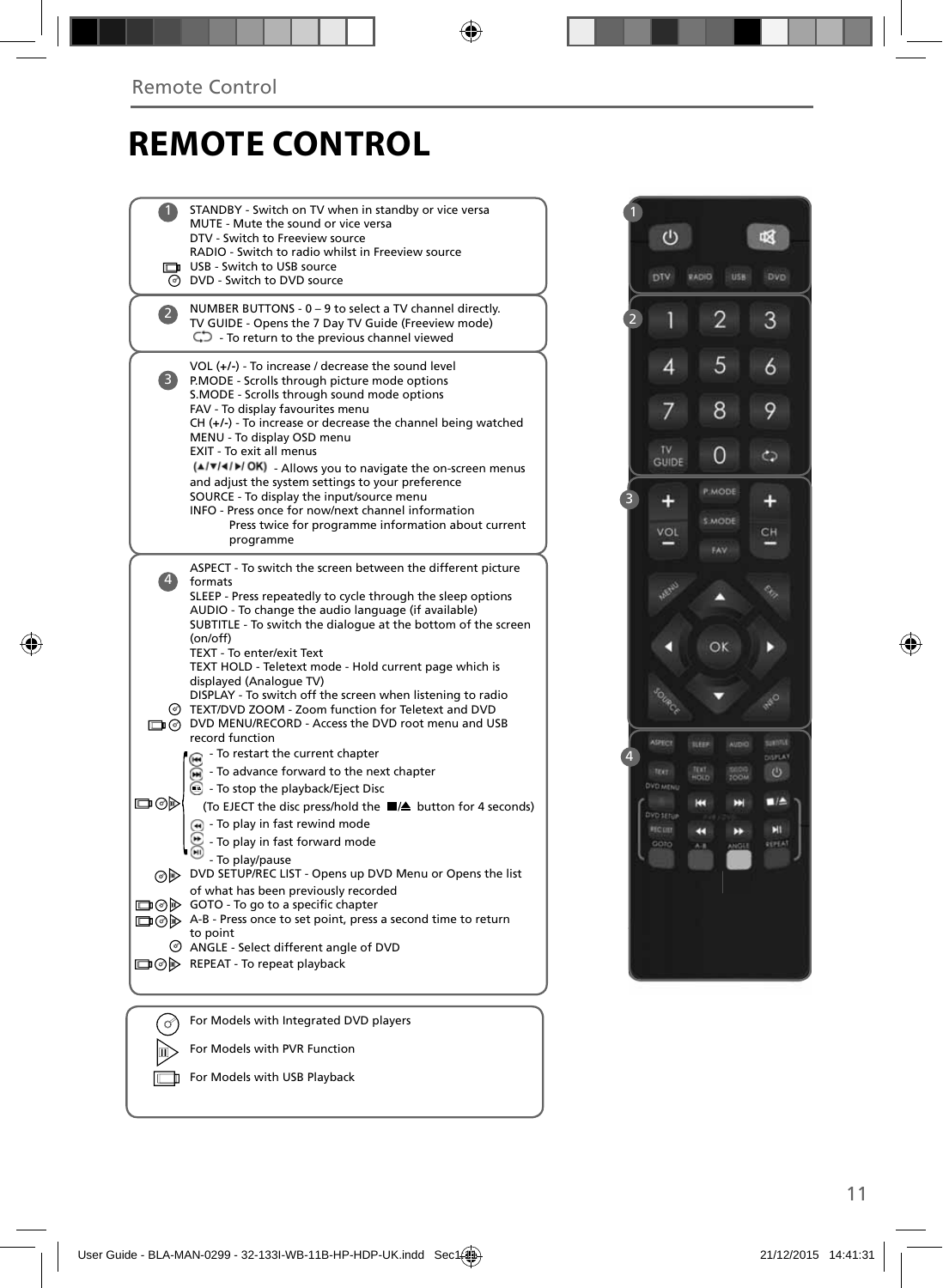# REMOTE CONTROL

**1**

- STANDBY - Switch on TV when in standby or vice versa
- MUTE - Mute the sound or vice versa
- DTV - Switch to Freeview source
- RADIO - Switch to radio whilst in Freeview source
- USB - Switch to USB source
- DVD - Switch to DVD source

**2**

- NUMBER BUTTONS - 0 – 9 to select a TV channel directly.
- TV GUIDE - Opens the 7 Day TV Guide (Freeview mode)
- - To return to the previous channel viewed

**3**

- VOL (+/-) - To increase / decrease the sound level
- P.MODE - Scrolls through picture mode options
- S.MODE - Scrolls through sound mode options
- FAV - To display favourites menu
- CH (+/-) - To increase or decrease the channel being watched
- MENU - To display OSD menu
- EXIT - To exit all menus
- (▲/▼/◄/►/ OK) - Allows you to navigate the on-screen menus and adjust the system settings to your preference
- SOURCE - To display the input/source menu
- INFO - Press once for now/next channel information
  Press twice for programme information about current programme

**4**

- ASPECT - To switch the screen between the different picture formats
- SLEEP - Press repeatedly to cycle through the sleep options
- AUDIO - To change the audio language (if available)
- SUBTITLE - To switch the dialogue at the bottom of the screen (on/off)
- TEXT - To enter/exit Text
- TEXT HOLD - Teletext mode - Hold current page which is displayed (Analogue TV)
- DISPLAY - To switch off the screen when listening to radio
- TEXT/DVD ZOOM - Zoom function for Teletext and DVD
- DVD MENU/RECORD - Access the DVD root menu and USB record function
- ⏮ - To restart the current chapter
- ⏭ - To advance forward to the next chapter
- ■/⏏ - To stop the playback/Eject Disc
  (To EJECT the disc press/hold the ■/⏏ button for 4 seconds)
- ◄◄ - To play in fast rewind mode
- ►► - To play in fast forward mode
- ►II - To play/pause
- DVD SETUP/REC LIST - Opens up DVD Menu or Opens the list of what has been previously recorded
- GOTO - To go to a specific chapter
- A-B - Press once to set point, press a second time to return to point
- ANGLE - Select different angle of DVD
- REPEAT - To repeat playback

---

- For Models with Integrated DVD players
- For Models with PVR Function
- For Models with USB Playback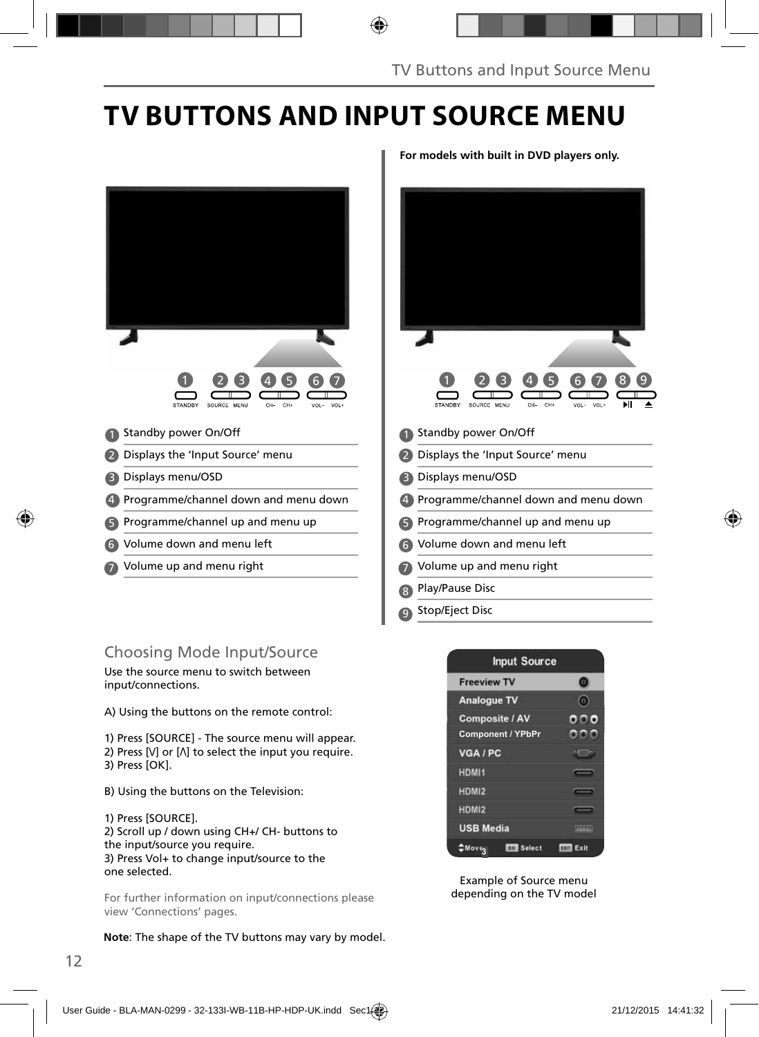# TV BUTTONS AND INPUT SOURCE MENU

1 Standby power On/Off
2 Displays the 'Input Source' menu
3 Displays menu/OSD
4 Programme/channel down and menu down
5 Programme/channel up and menu up
6 Volume down and menu left
7 Volume up and menu right

**For models with built in DVD players only.**

1 Standby power On/Off
2 Displays the 'Input Source' menu
3 Displays menu/OSD
4 Programme/channel down and menu down
5 Programme/channel up and menu up
6 Volume down and menu left
7 Volume up and menu right
8 Play/Pause Disc
9 Stop/Eject Disc

## Choosing Mode Input/Source

Use the source menu to switch between input/connections.

A) Using the buttons on the remote control:

1) Press [SOURCE] - The source menu will appear.
2) Press [V] or [Λ] to select the input you require.
3) Press [OK].

B) Using the buttons on the Television:

1) Press [SOURCE].
2) Scroll up / down using CH+/ CH- buttons to the input/source you require.
3) Press Vol+ to change input/source to the one selected.

For further information on input/connections please view 'Connections' pages.

**Note**: The shape of the TV buttons may vary by model.

Example of Source menu depending on the TV model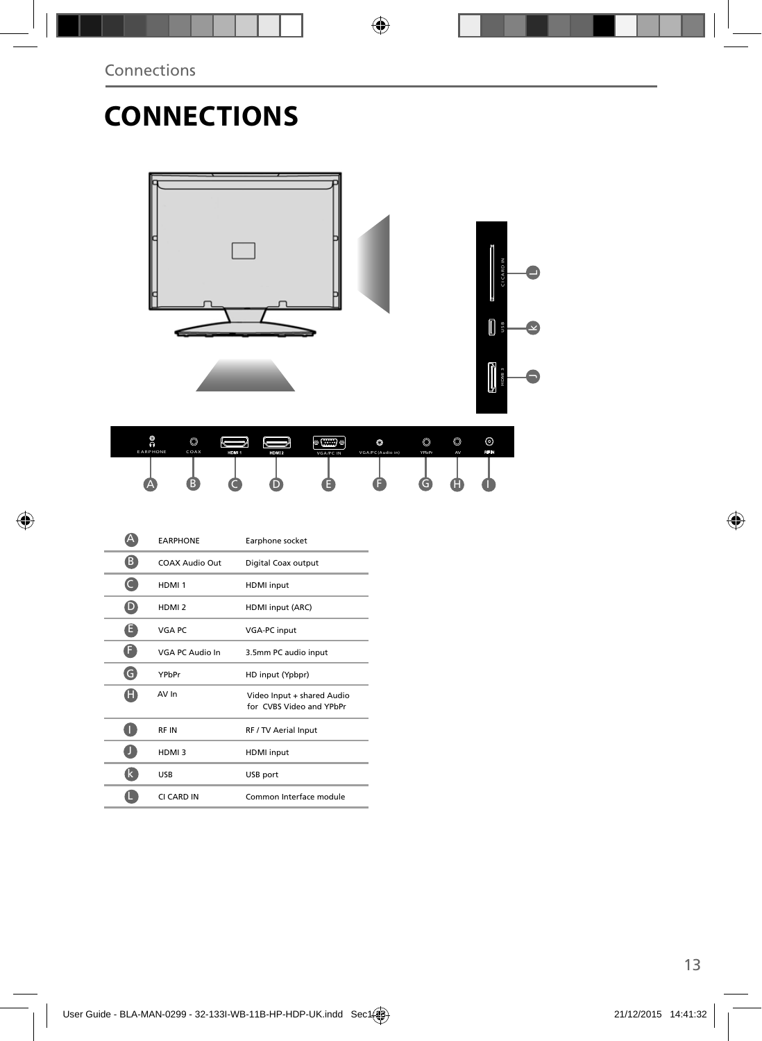# CONNECTIONS

| | | |
|---|---|---|
| A | EARPHONE | Earphone socket |
| B | COAX Audio Out | Digital Coax output |
| C | HDMI 1 | HDMI input |
| D | HDMI 2 | HDMI input (ARC) |
| E | VGA PC | VGA-PC input |
| F | VGA PC Audio In | 3.5mm PC audio input |
| G | YPbPr | HD input (Ypbpr) |
| H | AV In | Video Input + shared Audio for CVBS Video and YPbPr |
| I | RF IN | RF / TV Aerial Input |
| J | HDMI 3 | HDMI input |
| k | USB | USB port |
| L | CI CARD IN | Common Interface module |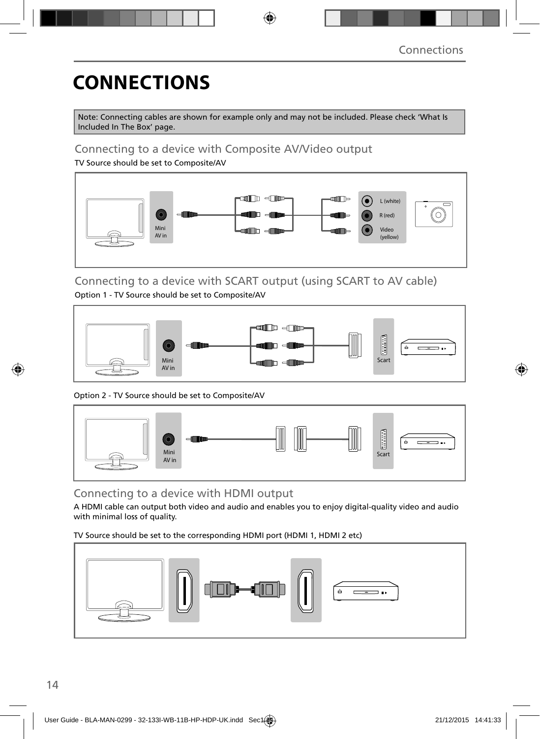# CONNECTIONS

Note: Connecting cables are shown for example only and may not be included. Please check 'What Is Included In The Box' page.

## Connecting to a device with Composite AV/Video output

TV Source should be set to Composite/AV

Mini AV in

L (white)

R (red)

Video (yellow)

## Connecting to a device with SCART output (using SCART to AV cable)

Option 1 - TV Source should be set to Composite/AV

Mini AV in

Scart

Option 2 - TV Source should be set to Composite/AV

Mini AV in

Scart

## Connecting to a device with HDMI output

A HDMI cable can output both video and audio and enables you to enjoy digital-quality video and audio with minimal loss of quality.

TV Source should be set to the corresponding HDMI port (HDMI 1, HDMI 2 etc)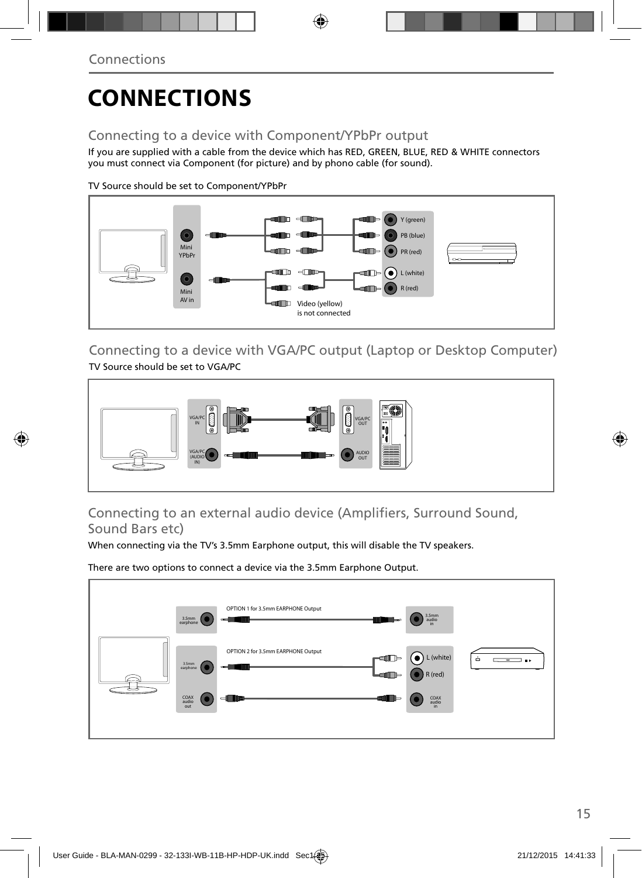# CONNECTIONS

## Connecting to a device with Component/YPbPr output

If you are supplied with a cable from the device which has RED, GREEN, BLUE, RED & WHITE connectors you must connect via Component (for picture) and by phono cable (for sound).

TV Source should be set to Component/YPbPr

Mini YPbPr

Mini AV in

Y (green)

PB (blue)

PR (red)

L (white)

R (red)

Video (yellow) is not connected

## Connecting to a device with VGA/PC output (Laptop or Desktop Computer)

TV Source should be set to VGA/PC

VGA/PC IN

VGA/PC (AUDIO IN)

VGA/PC OUT

AUDIO OUT

## Connecting to an external audio device (Amplifiers, Surround Sound, Sound Bars etc)

When connecting via the TV's 3.5mm Earphone output, this will disable the TV speakers.

There are two options to connect a device via the 3.5mm Earphone Output.

OPTION 1 for 3.5mm EARPHONE Output

3.5mm earphone

3.5mm audio in

OPTION 2 for 3.5mm EARPHONE Output

3.5mm earphone

L (white)

R (red)

COAX audio out

COAX audio in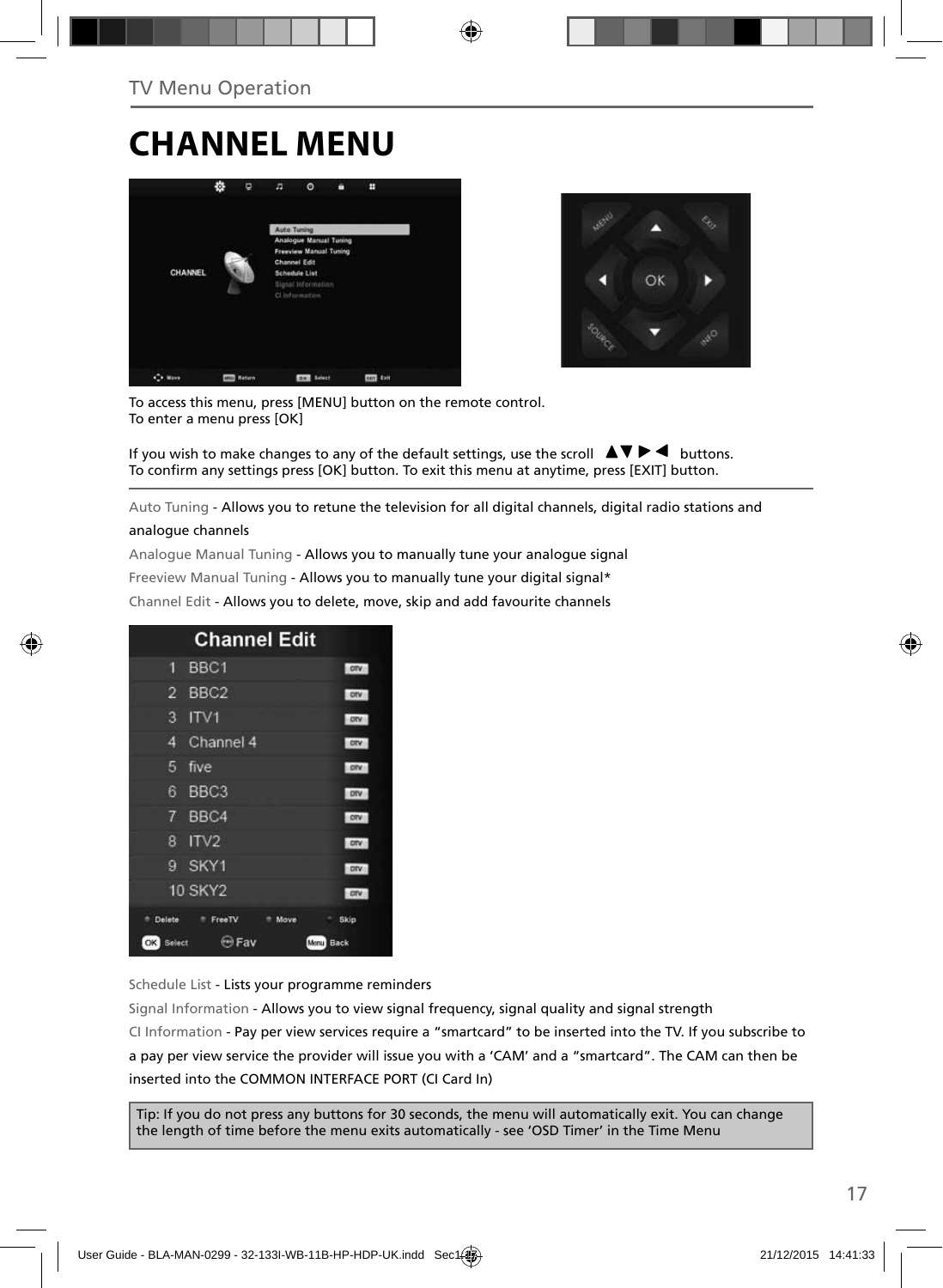## TV Menu Operation

# CHANNEL MENU

To access this menu, press [MENU] button on the remote control.
To enter a menu press [OK]

If you wish to make changes to any of the default settings, use the scroll ▲▼ ▶ ◀ buttons.
To confirm any settings press [OK] button. To exit this menu at anytime, press [EXIT] button.

Auto Tuning - Allows you to retune the television for all digital channels, digital radio stations and analogue channels

Analogue Manual Tuning - Allows you to manually tune your analogue signal

Freeview Manual Tuning - Allows you to manually tune your digital signal*

Channel Edit - Allows you to delete, move, skip and add favourite channels

Schedule List - Lists your programme reminders

Signal Information - Allows you to view signal frequency, signal quality and signal strength

CI Information - Pay per view services require a "smartcard" to be inserted into the TV. If you subscribe to a pay per view service the provider will issue you with a 'CAM' and a "smartcard". The CAM can then be inserted into the COMMON INTERFACE PORT (CI Card In)

Tip: If you do not press any buttons for 30 seconds, the menu will automatically exit. You can change the length of time before the menu exits automatically - see 'OSD Timer' in the Time Menu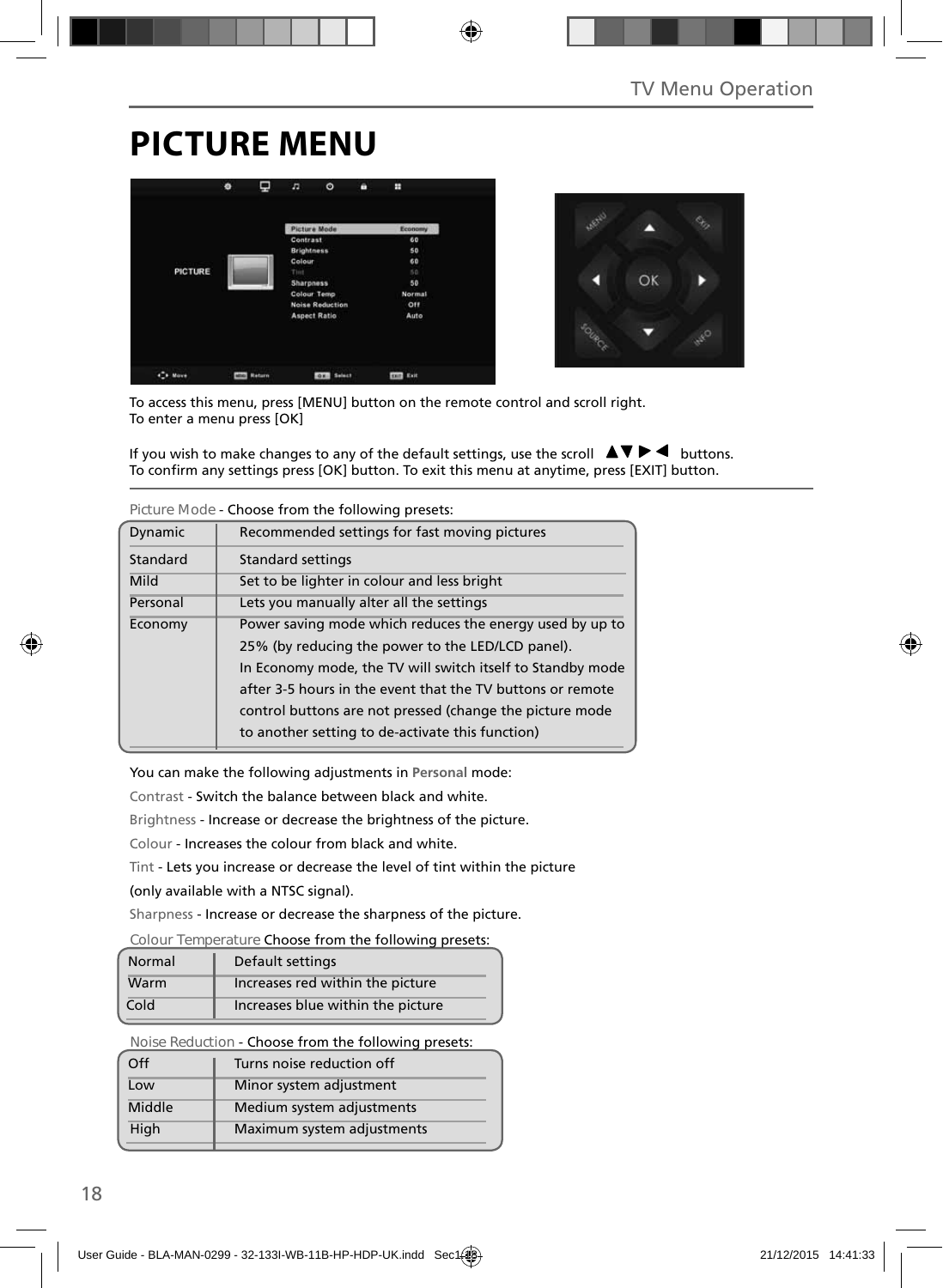# PICTURE MENU

To access this menu, press [MENU] button on the remote control and scroll right.
To enter a menu press [OK]

If you wish to make changes to any of the default settings, use the scroll ▲▼▶◀ buttons.
To confirm any settings press [OK] button. To exit this menu at anytime, press [EXIT] button.

Picture Mode - Choose from the following presets:

| | |
|---|---|
| Dynamic | Recommended settings for fast moving pictures |
| Standard | Standard settings |
| Mild | Set to be lighter in colour and less bright |
| Personal | Lets you manually alter all the settings |
| Economy | Power saving mode which reduces the energy used by up to 25% (by reducing the power to the LED/LCD panel). In Economy mode, the TV will switch itself to Standby mode after 3-5 hours in the event that the TV buttons or remote control buttons are not pressed (change the picture mode to another setting to de-activate this function) |

You can make the following adjustments in **Personal** mode:

Contrast - Switch the balance between black and white.

Brightness - Increase or decrease the brightness of the picture.

Colour - Increases the colour from black and white.

Tint - Lets you increase or decrease the level of tint within the picture (only available with a NTSC signal).

Sharpness - Increase or decrease the sharpness of the picture.

Colour Temperature Choose from the following presets:

| | |
|---|---|
| Normal | Default settings |
| Warm | Increases red within the picture |
| Cold | Increases blue within the picture |

Noise Reduction - Choose from the following presets:

| | |
|---|---|
| Off | Turns noise reduction off |
| Low | Minor system adjustment |
| Middle | Medium system adjustments |
| High | Maximum system adjustments |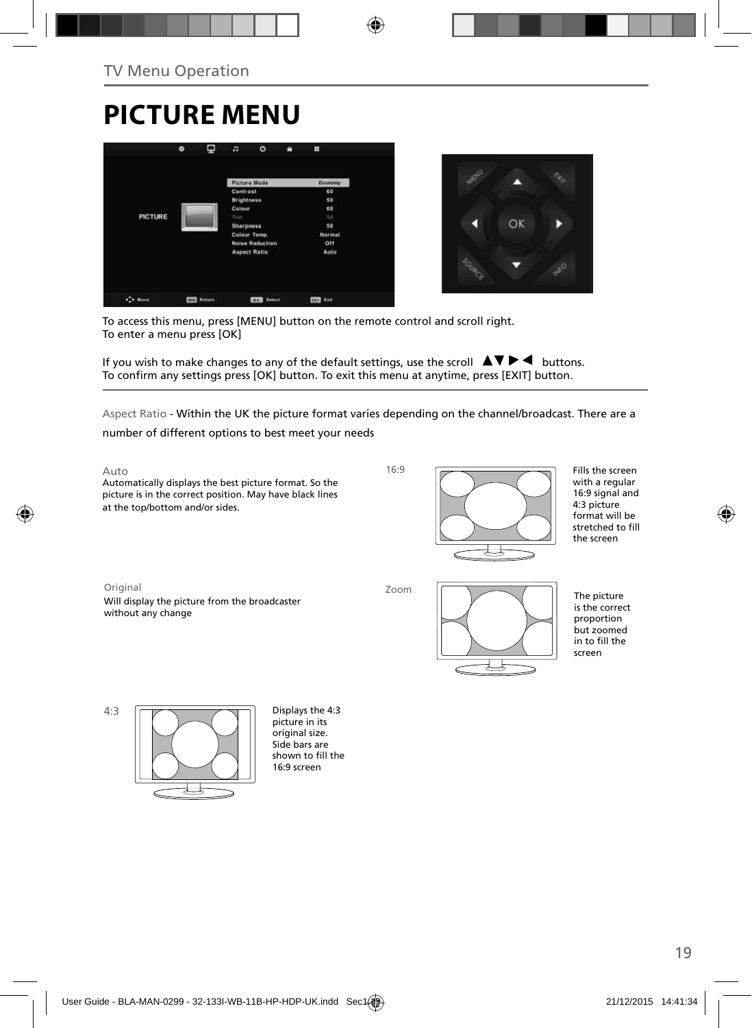## TV Menu Operation

# PICTURE MENU

To access this menu, press [MENU] button on the remote control and scroll right.
To enter a menu press [OK]

If you wish to make changes to any of the default settings, use the scroll ▲▼▶◀ buttons.
To confirm any settings press [OK] button. To exit this menu at anytime, press [EXIT] button.

Aspect Ratio - Within the UK the picture format varies depending on the channel/broadcast. There are a number of different options to best meet your needs

**Auto**
Automatically displays the best picture format. So the picture is in the correct position. May have black lines at the top/bottom and/or sides.

**16:9**
Fills the screen with a regular 16:9 signal and 4:3 picture format will be stretched to fill the screen

**Original**
Will display the picture from the broadcaster without any change

**Zoom**
The picture is the correct proportion but zoomed in to fill the screen

**4:3**
Displays the 4:3 picture in its original size. Side bars are shown to fill the 16:9 screen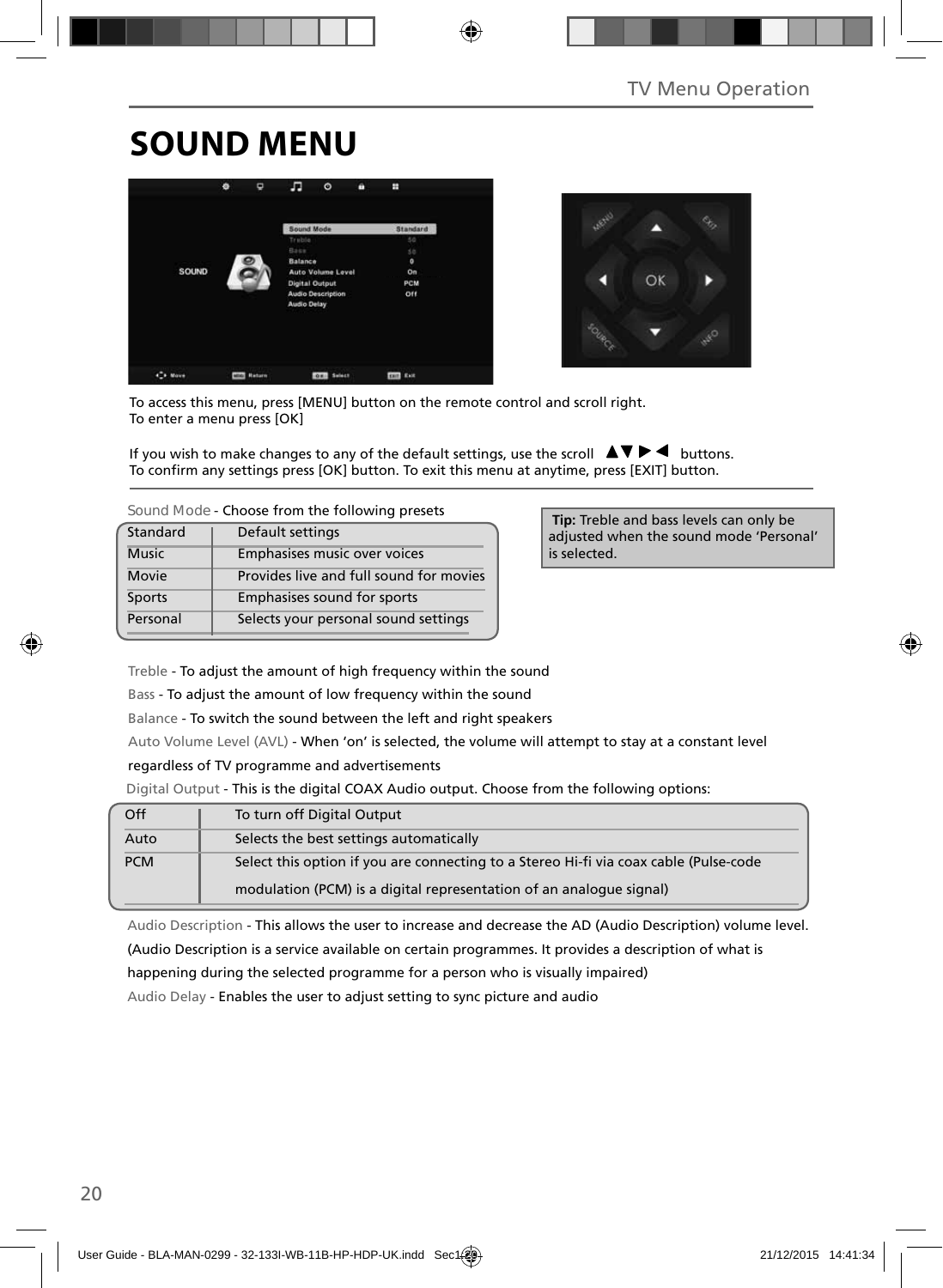# SOUND MENU

To access this menu, press [MENU] button on the remote control and scroll right.
To enter a menu press [OK]

If you wish to make changes to any of the default settings, use the scroll ▲▼▶◀ buttons.
To confirm any settings press [OK] button. To exit this menu at anytime, press [EXIT] button.

Sound Mode - Choose from the following presets

| | |
|---|---|
| Standard | Default settings |
| Music | Emphasises music over voices |
| Movie | Provides live and full sound for movies |
| Sports | Emphasises sound for sports |
| Personal | Selects your personal sound settings |

**Tip:** Treble and bass levels can only be adjusted when the sound mode 'Personal' is selected.

Treble - To adjust the amount of high frequency within the sound

Bass - To adjust the amount of low frequency within the sound

Balance - To switch the sound between the left and right speakers

Auto Volume Level (AVL) - When 'on' is selected, the volume will attempt to stay at a constant level regardless of TV programme and advertisements

Digital Output - This is the digital COAX Audio output. Choose from the following options:

| | |
|---|---|
| Off | To turn off Digital Output |
| Auto | Selects the best settings automatically |
| PCM | Select this option if you are connecting to a Stereo Hi-fi via coax cable (Pulse-code modulation (PCM) is a digital representation of an analogue signal) |

Audio Description - This allows the user to increase and decrease the AD (Audio Description) volume level. (Audio Description is a service available on certain programmes. It provides a description of what is happening during the selected programme for a person who is visually impaired)

Audio Delay - Enables the user to adjust setting to sync picture and audio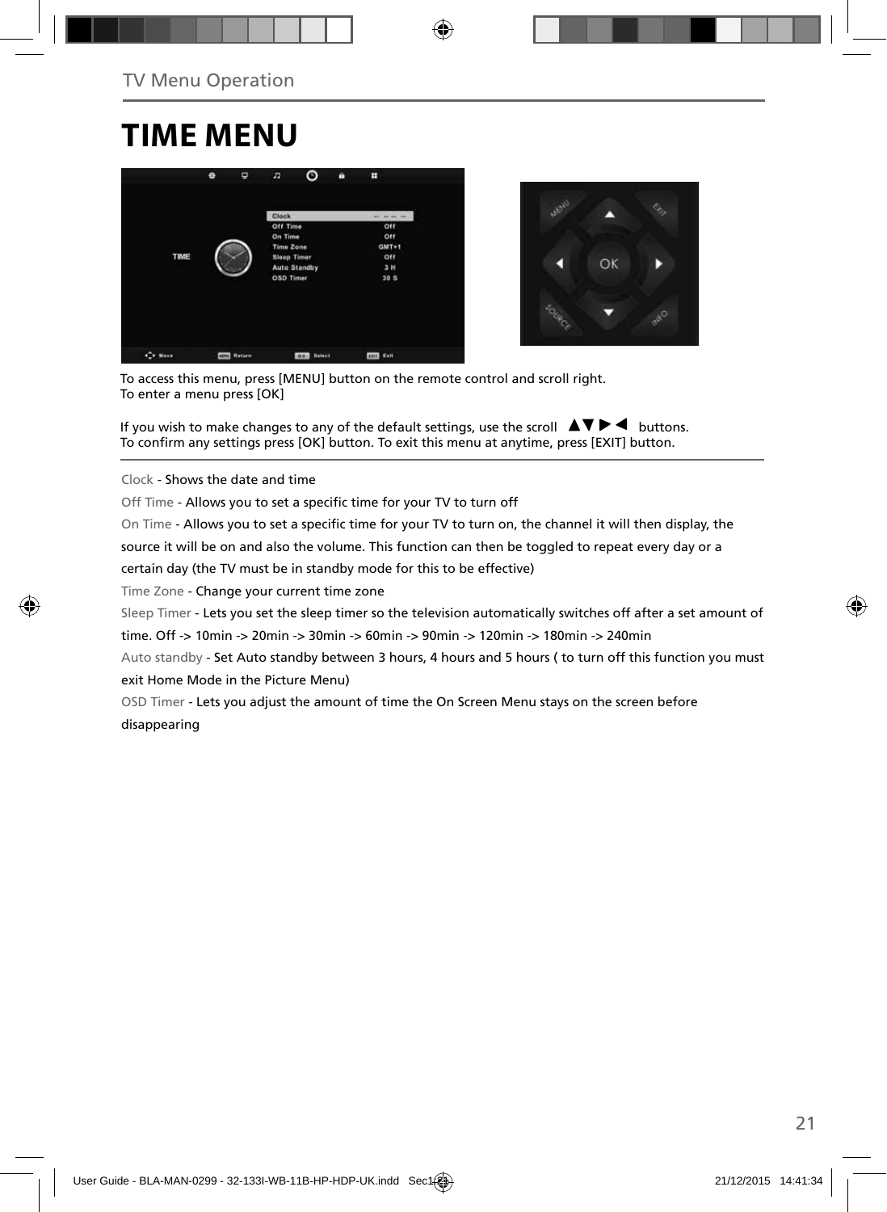TV Menu Operation

# TIME MENU

To access this menu, press [MENU] button on the remote control and scroll right.
To enter a menu press [OK]

If you wish to make changes to any of the default settings, use the scroll ▲▼▶◀ buttons.
To confirm any settings press [OK] button. To exit this menu at anytime, press [EXIT] button.

Clock - Shows the date and time

Off Time - Allows you to set a specific time for your TV to turn off

On Time - Allows you to set a specific time for your TV to turn on, the channel it will then display, the source it will be on and also the volume. This function can then be toggled to repeat every day or a certain day (the TV must be in standby mode for this to be effective)

Time Zone - Change your current time zone

Sleep Timer - Lets you set the sleep timer so the television automatically switches off after a set amount of time. Off -> 10min -> 20min -> 30min -> 60min -> 90min -> 120min -> 180min -> 240min

Auto standby - Set Auto standby between 3 hours, 4 hours and 5 hours ( to turn off this function you must exit Home Mode in the Picture Menu)

OSD Timer - Lets you adjust the amount of time the On Screen Menu stays on the screen before disappearing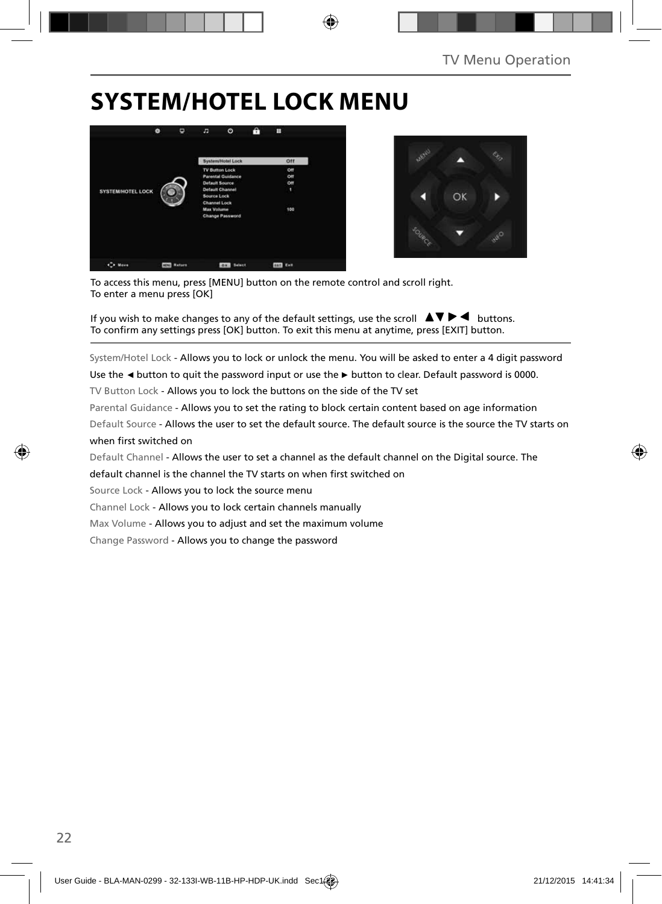# SYSTEM/HOTEL LOCK MENU

To access this menu, press [MENU] button on the remote control and scroll right.
To enter a menu press [OK]

If you wish to make changes to any of the default settings, use the scroll ▲▼ ▶ ◀ buttons.
To confirm any settings press [OK] button. To exit this menu at anytime, press [EXIT] button.

System/Hotel Lock - Allows you to lock or unlock the menu. You will be asked to enter a 4 digit password
Use the ◄ button to quit the password input or use the ► button to clear. Default password is 0000.

TV Button Lock - Allows you to lock the buttons on the side of the TV set

Parental Guidance - Allows you to set the rating to block certain content based on age information

Default Source - Allows the user to set the default source. The default source is the source the TV starts on when first switched on

Default Channel - Allows the user to set a channel as the default channel on the Digital source. The default channel is the channel the TV starts on when first switched on

Source Lock - Allows you to lock the source menu

Channel Lock - Allows you to lock certain channels manually

Max Volume - Allows you to adjust and set the maximum volume

Change Password - Allows you to change the password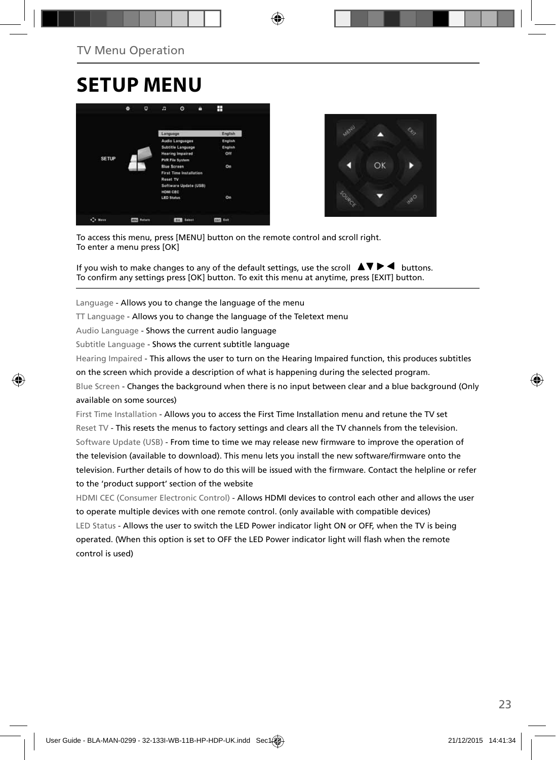TV Menu Operation

# SETUP MENU

To access this menu, press [MENU] button on the remote control and scroll right.
To enter a menu press [OK]

If you wish to make changes to any of the default settings, use the scroll ▲▼▶◀ buttons.
To confirm any settings press [OK] button. To exit this menu at anytime, press [EXIT] button.

Language - Allows you to change the language of the menu

TT Language - Allows you to change the language of the Teletext menu

Audio Language - Shows the current audio language

Subtitle Language - Shows the current subtitle language

Hearing Impaired - This allows the user to turn on the Hearing Impaired function, this produces subtitles on the screen which provide a description of what is happening during the selected program.

Blue Screen - Changes the background when there is no input between clear and a blue background (Only available on some sources)

First Time Installation - Allows you to access the First Time Installation menu and retune the TV set

Reset TV - This resets the menus to factory settings and clears all the TV channels from the television.

Software Update (USB) - From time to time we may release new firmware to improve the operation of the television (available to download). This menu lets you install the new software/firmware onto the television. Further details of how to do this will be issued with the firmware. Contact the helpline or refer to the 'product support' section of the website

HDMI CEC (Consumer Electronic Control) - Allows HDMI devices to control each other and allows the user to operate multiple devices with one remote control. (only available with compatible devices)

LED Status - Allows the user to switch the LED Power indicator light ON or OFF, when the TV is being operated. (When this option is set to OFF the LED Power indicator light will flash when the remote control is used)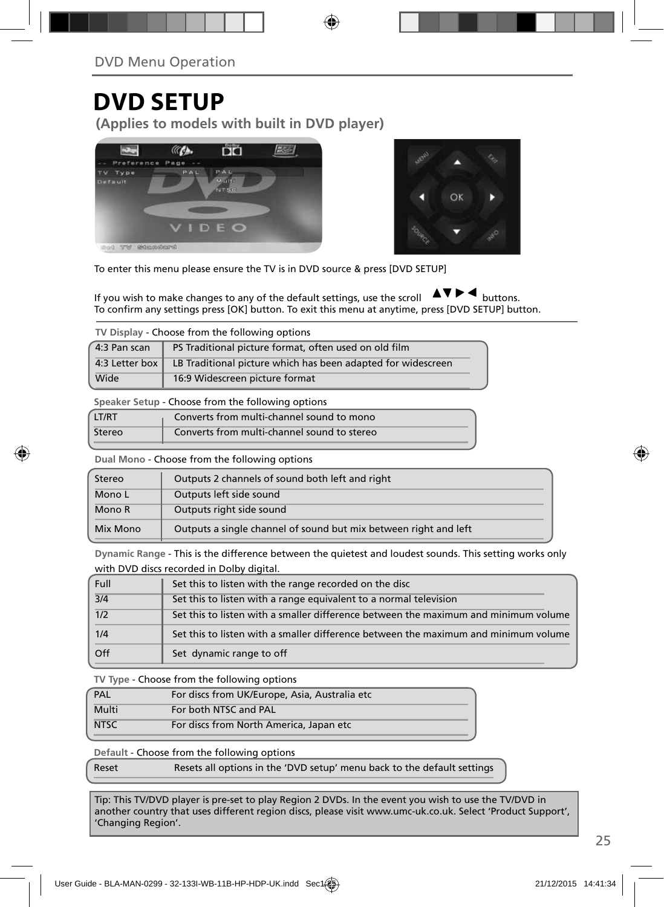# DVD SETUP

## (Applies to models with built in DVD player)

To enter this menu please ensure the TV is in DVD source & press [DVD SETUP]

If you wish to make changes to any of the default settings, use the scroll ▲▼▶◀ buttons.
To confirm any settings press [OK] button. To exit this menu at anytime, press [DVD SETUP] button.

**TV Display** - Choose from the following options

| | |
|---|---|
| 4:3 Pan scan | PS Traditional picture format, often used on old film |
| 4:3 Letter box | LB Traditional picture which has been adapted for widescreen |
| Wide | 16:9 Widescreen picture format |

**Speaker Setup** - Choose from the following options

| | |
|---|---|
| LT/RT | Converts from multi-channel sound to mono |
| Stereo | Converts from multi-channel sound to stereo |

**Dual Mono** - Choose from the following options

| | |
|---|---|
| Stereo | Outputs 2 channels of sound both left and right |
| Mono L | Outputs left side sound |
| Mono R | Outputs right side sound |
| Mix Mono | Outputs a single channel of sound but mix between right and left |

**Dynamic Range** - This is the difference between the quietest and loudest sounds. This setting works only with DVD discs recorded in Dolby digital.

| | |
|---|---|
| Full | Set this to listen with the range recorded on the disc |
| 3/4 | Set this to listen with a range equivalent to a normal television |
| 1/2 | Set this to listen with a smaller difference between the maximum and minimum volume |
| 1/4 | Set this to listen with a smaller difference between the maximum and minimum volume |
| Off | Set dynamic range to off |

**TV Type** - Choose from the following options

| | |
|---|---|
| PAL | For discs from UK/Europe, Asia, Australia etc |
| Multi | For both NTSC and PAL |
| NTSC | For discs from North America, Japan etc |

**Default** - Choose from the following options

| | |
|---|---|
| Reset | Resets all options in the 'DVD setup' menu back to the default settings |

Tip: This TV/DVD player is pre-set to play Region 2 DVDs. In the event you wish to use the TV/DVD in another country that uses different region discs, please visit www.umc-uk.co.uk. Select 'Product Support', 'Changing Region'.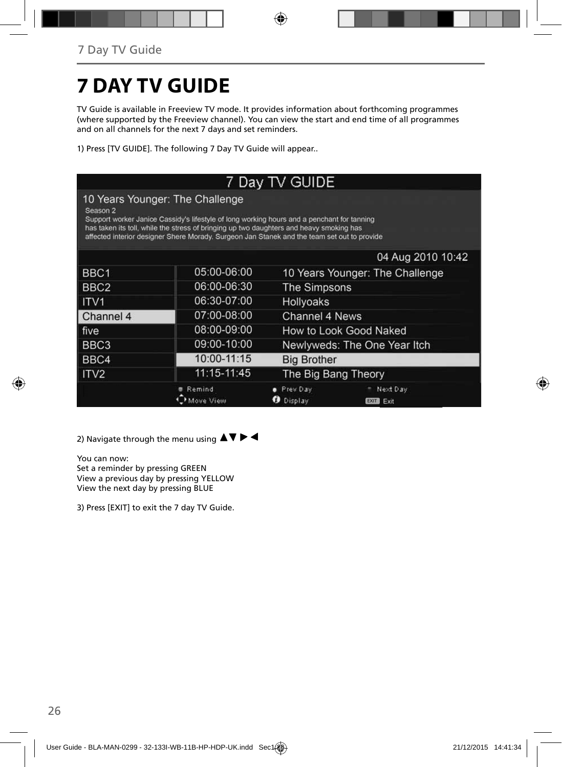# 7 DAY TV GUIDE

TV Guide is available in Freeview TV mode. It provides information about forthcoming programmes (where supported by the Freeview channel). You can view the start and end time of all programmes and on all channels for the next 7 days and set reminders.

1) Press [TV GUIDE]. The following 7 Day TV Guide will appear..

2) Navigate through the menu using ▲▼ ▶ ◀

You can now:
Set a reminder by pressing GREEN
View a previous day by pressing YELLOW
View the next day by pressing BLUE

3) Press [EXIT] to exit the 7 day TV Guide.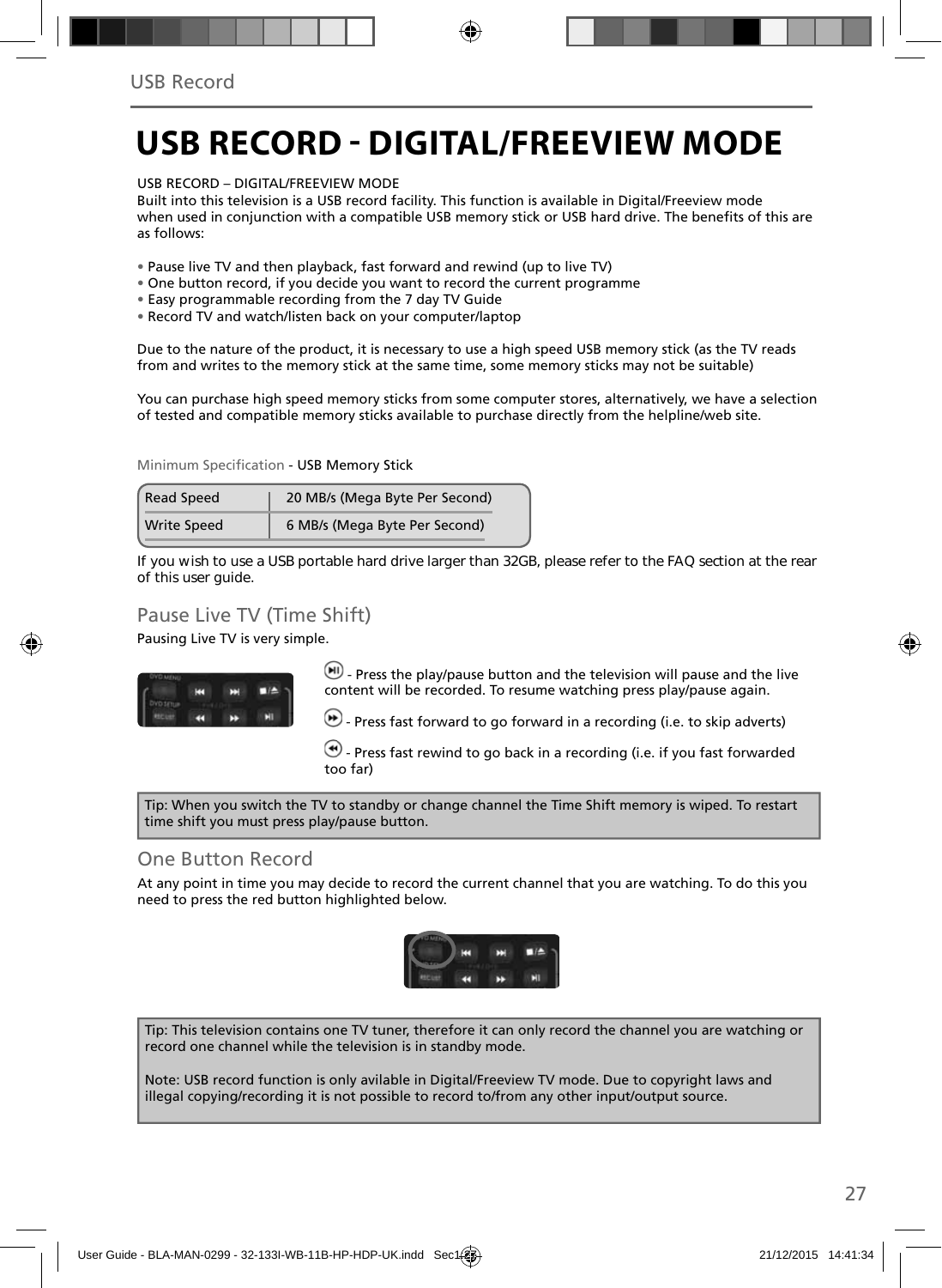# USB RECORD - DIGITAL/FREEVIEW MODE

USB RECORD – DIGITAL/FREEVIEW MODE
Built into this television is a USB record facility. This function is available in Digital/Freeview mode when used in conjunction with a compatible USB memory stick or USB hard drive. The benefits of this are as follows:

- Pause live TV and then playback, fast forward and rewind (up to live TV)
- One button record, if you decide you want to record the current programme
- Easy programmable recording from the 7 day TV Guide
- Record TV and watch/listen back on your computer/laptop

Due to the nature of the product, it is necessary to use a high speed USB memory stick (as the TV reads from and writes to the memory stick at the same time, some memory sticks may not be suitable)

You can purchase high speed memory sticks from some computer stores, alternatively, we have a selection of tested and compatible memory sticks available to purchase directly from the helpline/web site.

Minimum Specification - USB Memory Stick

| | |
|---|---|
| Read Speed | 20 MB/s (Mega Byte Per Second) |
| Write Speed | 6 MB/s (Mega Byte Per Second) |

If you wish to use a USB portable hard drive larger than 32GB, please refer to the FAQ section at the rear of this user guide.

## Pause Live TV (Time Shift)

Pausing Live TV is very simple.

- Press the play/pause button and the television will pause and the live content will be recorded. To resume watching press play/pause again.

- Press fast forward to go forward in a recording (i.e. to skip adverts)

- Press fast rewind to go back in a recording (i.e. if you fast forwarded too far)

Tip: When you switch the TV to standby or change channel the Time Shift memory is wiped. To restart time shift you must press play/pause button.

## One Button Record

At any point in time you may decide to record the current channel that you are watching. To do this you need to press the red button highlighted below.

Tip: This television contains one TV tuner, therefore it can only record the channel you are watching or record one channel while the television is in standby mode.

Note: USB record function is only avilable in Digital/Freeview TV mode. Due to copyright laws and illegal copying/recording it is not possible to record to/from any other input/output source.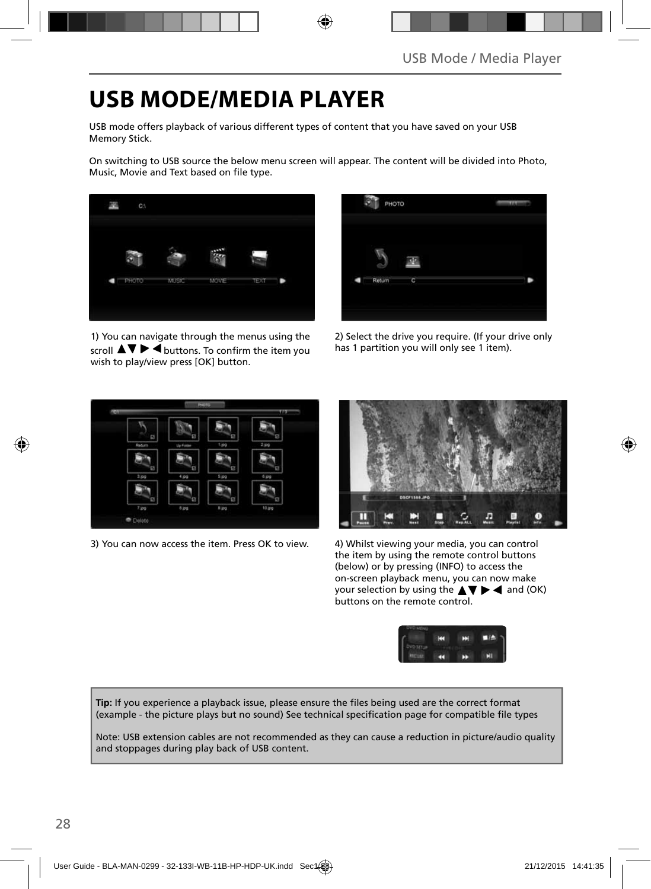# USB MODE/MEDIA PLAYER

USB mode offers playback of various different types of content that you have saved on your USB Memory Stick.

On switching to USB source the below menu screen will appear. The content will be divided into Photo, Music, Movie and Text based on file type.

1) You can navigate through the menus using the scroll ▲▼ ▶ ◀ buttons. To confirm the item you wish to play/view press [OK] button.

2) Select the drive you require. (If your drive only has 1 partition you will only see 1 item).

3) You can now access the item. Press OK to view.

4) Whilst viewing your media, you can control the item by using the remote control buttons (below) or by pressing (INFO) to access the on-screen playback menu, you can now make your selection by using the ▲▼ ▶ ◀ and (OK) buttons on the remote control.

**Tip:** If you experience a playback issue, please ensure the files being used are the correct format (example - the picture plays but no sound) See technical specification page for compatible file types

Note: USB extension cables are not recommended as they can cause a reduction in picture/audio quality and stoppages during play back of USB content.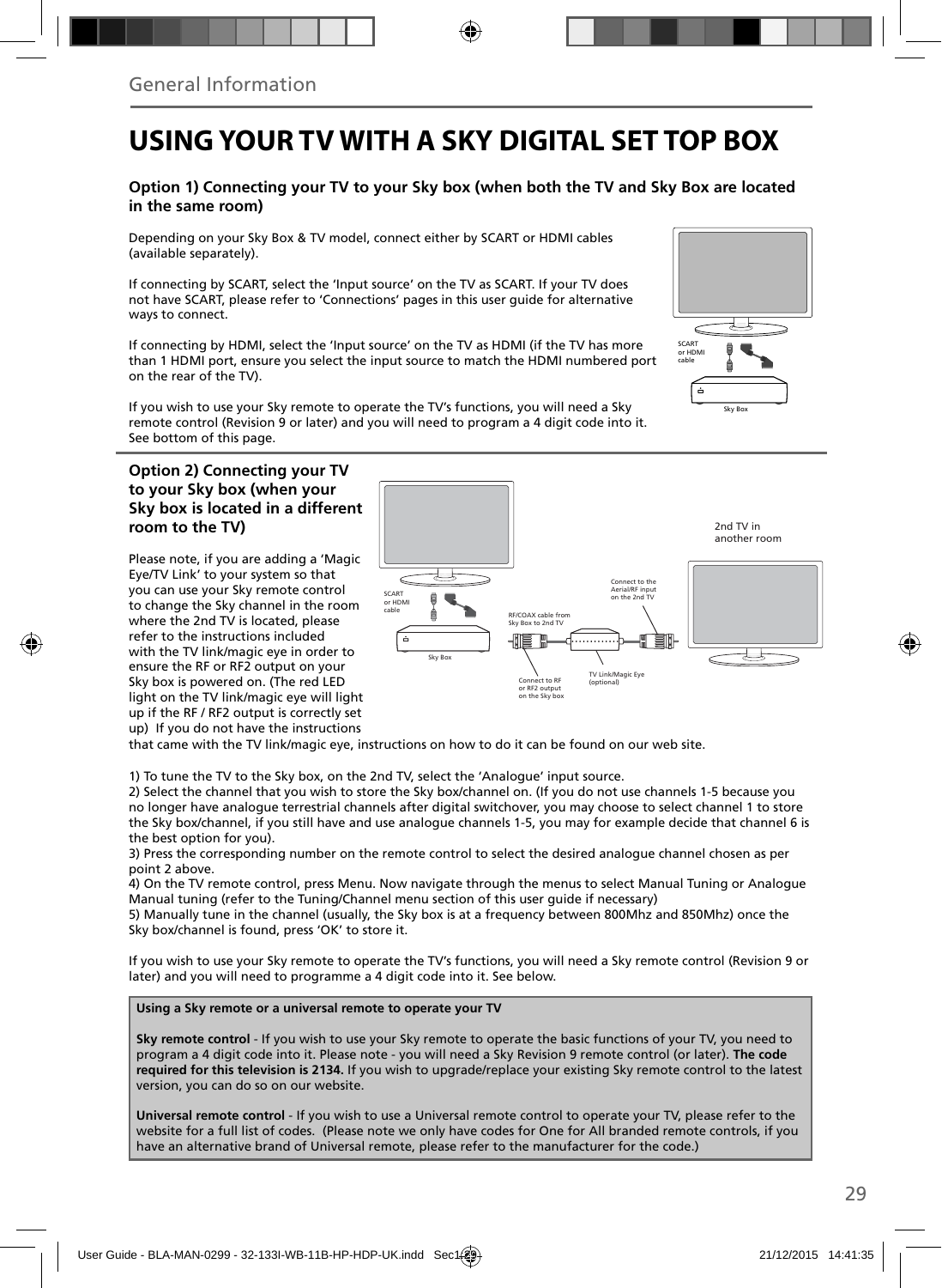General Information

# USING YOUR TV WITH A SKY DIGITAL SET TOP BOX

### Option 1) Connecting your TV to your Sky box (when both the TV and Sky Box are located in the same room)

Depending on your Sky Box & TV model, connect either by SCART or HDMI cables (available separately).

If connecting by SCART, select the 'Input source' on the TV as SCART. If your TV does not have SCART, please refer to 'Connections' pages in this user guide for alternative ways to connect.

If connecting by HDMI, select the 'Input source' on the TV as HDMI (if the TV has more than 1 HDMI port, ensure you select the input source to match the HDMI numbered port on the rear of the TV).

If you wish to use your Sky remote to operate the TV's functions, you will need a Sky remote control (Revision 9 or later) and you will need to program a 4 digit code into it. See bottom of this page.

SCART or HDMI cable

Sky Box

### Option 2) Connecting your TV to your Sky box (when your Sky box is located in a different room to the TV)

Please note, if you are adding a 'Magic Eye/TV Link' to your system so that you can use your Sky remote control to change the Sky channel in the room where the 2nd TV is located, please refer to the instructions included with the TV link/magic eye in order to ensure the RF or RF2 output on your Sky box is powered on. (The red LED light on the TV link/magic eye will light up if the RF / RF2 output is correctly set up) If you do not have the instructions that came with the TV link/magic eye, instructions on how to do it can be found on our web site.

2nd TV in another room

SCART or HDMI cable

Sky Box

RF/COAX cable from Sky Box to 2nd TV

Connect to the Aerial/RF input on the 2nd TV

Connect to RF or RF2 output on the Sky box

TV Link/Magic Eye (optional)

1) To tune the TV to the Sky box, on the 2nd TV, select the 'Analogue' input source.
2) Select the channel that you wish to store the Sky box/channel on. (If you do not use channels 1-5 because you no longer have analogue terrestrial channels after digital switchover, you may choose to select channel 1 to store the Sky box/channel, if you still have and use analogue channels 1-5, you may for example decide that channel 6 is the best option for you).
3) Press the corresponding number on the remote control to select the desired analogue channel chosen as per point 2 above.
4) On the TV remote control, press Menu. Now navigate through the menus to select Manual Tuning or Analogue Manual tuning (refer to the Tuning/Channel menu section of this user guide if necessary)
5) Manually tune in the channel (usually, the Sky box is at a frequency between 800Mhz and 850Mhz) once the Sky box/channel is found, press 'OK' to store it.

If you wish to use your Sky remote to operate the TV's functions, you will need a Sky remote control (Revision 9 or later) and you will need to programme a 4 digit code into it. See below.

**Using a Sky remote or a universal remote to operate your TV**

**Sky remote control** - If you wish to use your Sky remote to operate the basic functions of your TV, you need to program a 4 digit code into it. Please note - you will need a Sky Revision 9 remote control (or later). **The code required for this television is 2134.** If you wish to upgrade/replace your existing Sky remote control to the latest version, you can do so on our website.

**Universal remote control** - If you wish to use a Universal remote control to operate your TV, please refer to the website for a full list of codes. (Please note we only have codes for One for All branded remote controls, if you have an alternative brand of Universal remote, please refer to the manufacturer for the code.)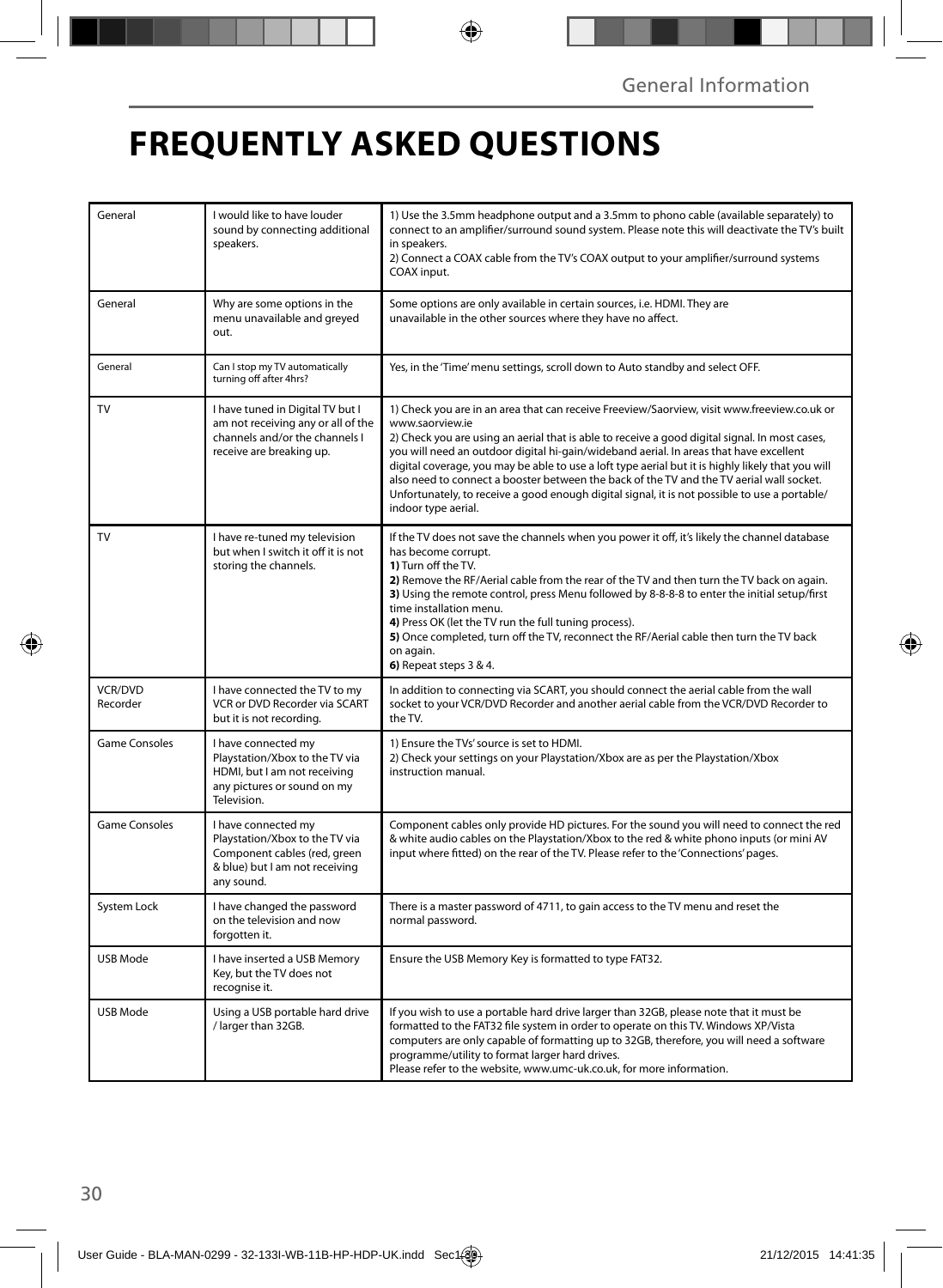# FREQUENTLY ASKED QUESTIONS

| | | |
|---|---|---|
| General | I would like to have louder sound by connecting additional speakers. | 1) Use the 3.5mm headphone output and a 3.5mm to phono cable (available separately) to connect to an amplifier/surround sound system. Please note this will deactivate the TV's built in speakers.<br>2) Connect a COAX cable from the TV's COAX output to your amplifier/surround systems COAX input. |
| General | Why are some options in the menu unavailable and greyed out. | Some options are only available in certain sources, i.e. HDMI. They are unavailable in the other sources where they have no affect. |
| General | Can I stop my TV automatically turning off after 4hrs? | Yes, in the 'Time' menu settings, scroll down to Auto standby and select OFF. |
| TV | I have tuned in Digital TV but I am not receiving any or all of the channels and/or the channels I receive are breaking up. | 1) Check you are in an area that can receive Freeview/Saorview, visit www.freeview.co.uk or www.saorview.ie<br>2) Check you are using an aerial that is able to receive a good digital signal. In most cases, you will need an outdoor digital hi-gain/wideband aerial. In areas that have excellent digital coverage, you may be able to use a loft type aerial but it is highly likely that you will also need to connect a booster between the back of the TV and the TV aerial wall socket. Unfortunately, to receive a good enough digital signal, it is not possible to use a portable/indoor type aerial. |
| TV | I have re-tuned my television but when I switch it off it is not storing the channels. | If the TV does not save the channels when you power it off, it's likely the channel database has become corrupt.<br>**1)** Turn off the TV.<br>**2)** Remove the RF/Aerial cable from the rear of the TV and then turn the TV back on again.<br>**3)** Using the remote control, press Menu followed by 8-8-8-8 to enter the initial setup/first time installation menu.<br>**4)** Press OK (let the TV run the full tuning process).<br>**5)** Once completed, turn off the TV, reconnect the RF/Aerial cable then turn the TV back on again.<br>**6)** Repeat steps 3 & 4. |
| VCR/DVD Recorder | I have connected the TV to my VCR or DVD Recorder via SCART but it is not recording. | In addition to connecting via SCART, you should connect the aerial cable from the wall socket to your VCR/DVD Recorder and another aerial cable from the VCR/DVD Recorder to the TV. |
| Game Consoles | I have connected my Playstation/Xbox to the TV via HDMI, but I am not receiving any pictures or sound on my Television. | 1) Ensure the TVs' source is set to HDMI.<br>2) Check your settings on your Playstation/Xbox are as per the Playstation/Xbox instruction manual. |
| Game Consoles | I have connected my Playstation/Xbox to the TV via Component cables (red, green & blue) but I am not receiving any sound. | Component cables only provide HD pictures. For the sound you will need to connect the red & white audio cables on the Playstation/Xbox to the red & white phono inputs (or mini AV input where fitted) on the rear of the TV. Please refer to the 'Connections' pages. |
| System Lock | I have changed the password on the television and now forgotten it. | There is a master password of 4711, to gain access to the TV menu and reset the normal password. |
| USB Mode | I have inserted a USB Memory Key, but the TV does not recognise it. | Ensure the USB Memory Key is formatted to type FAT32. |
| USB Mode | Using a USB portable hard drive / larger than 32GB. | If you wish to use a portable hard drive larger than 32GB, please note that it must be formatted to the FAT32 file system in order to operate on this TV. Windows XP/Vista computers are only capable of formatting up to 32GB, therefore, you will need a software programme/utility to format larger hard drives.<br>Please refer to the website, www.umc-uk.co.uk, for more information. |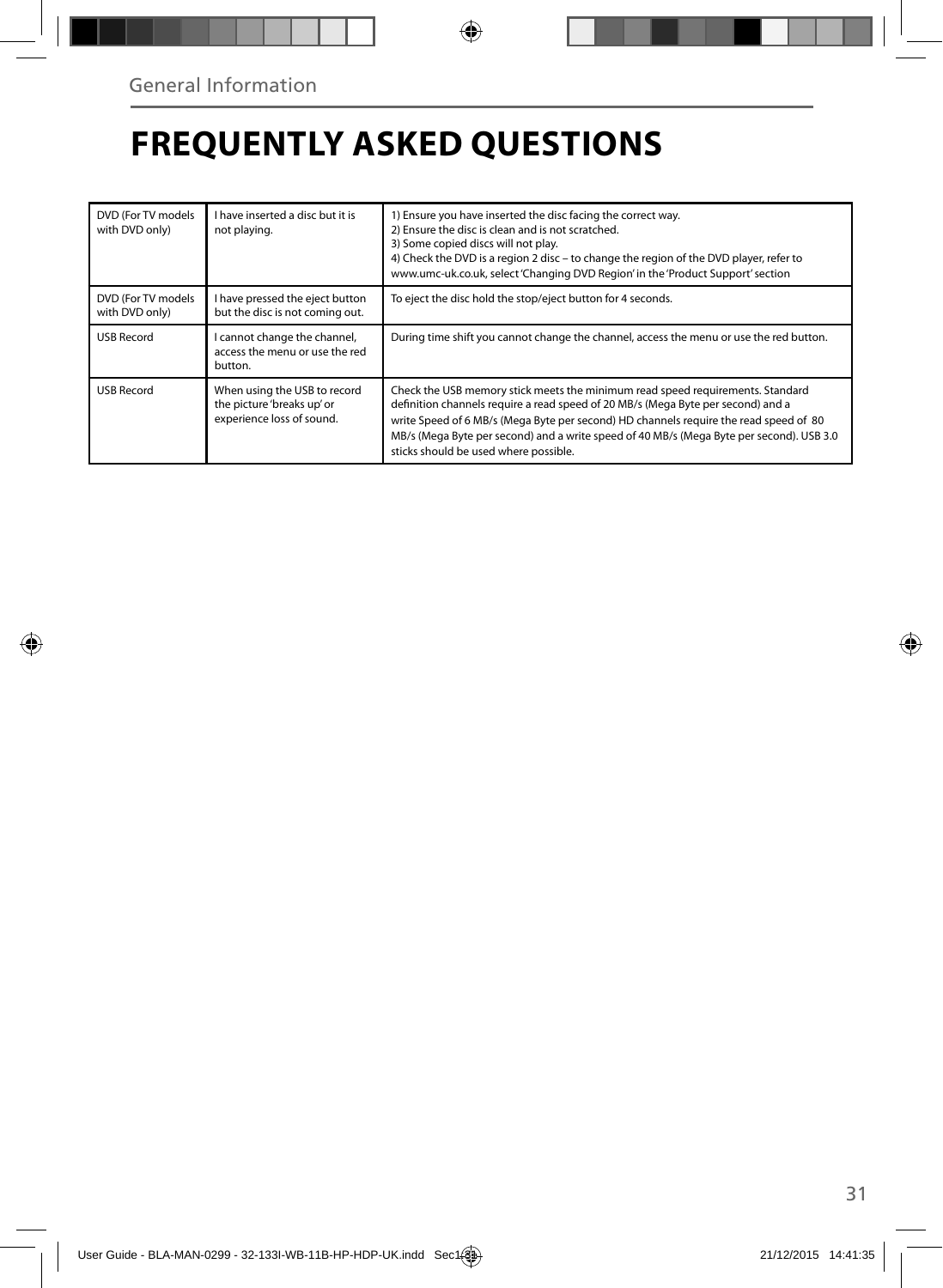# FREQUENTLY ASKED QUESTIONS

| | | |
|---|---|---|
| DVD (For TV models with DVD only) | I have inserted a disc but it is not playing. | 1) Ensure you have inserted the disc facing the correct way.<br>2) Ensure the disc is clean and is not scratched.<br>3) Some copied discs will not play.<br>4) Check the DVD is a region 2 disc – to change the region of the DVD player, refer to www.umc-uk.co.uk, select 'Changing DVD Region' in the 'Product Support' section |
| DVD (For TV models with DVD only) | I have pressed the eject button but the disc is not coming out. | To eject the disc hold the stop/eject button for 4 seconds. |
| USB Record | I cannot change the channel, access the menu or use the red button. | During time shift you cannot change the channel, access the menu or use the red button. |
| USB Record | When using the USB to record the picture 'breaks up' or experience loss of sound. | Check the USB memory stick meets the minimum read speed requirements. Standard definition channels require a read speed of 20 MB/s (Mega Byte per second) and a write Speed of 6 MB/s (Mega Byte per second) HD channels require the read speed of 80 MB/s (Mega Byte per second) and a write speed of 40 MB/s (Mega Byte per second). USB 3.0 sticks should be used where possible. |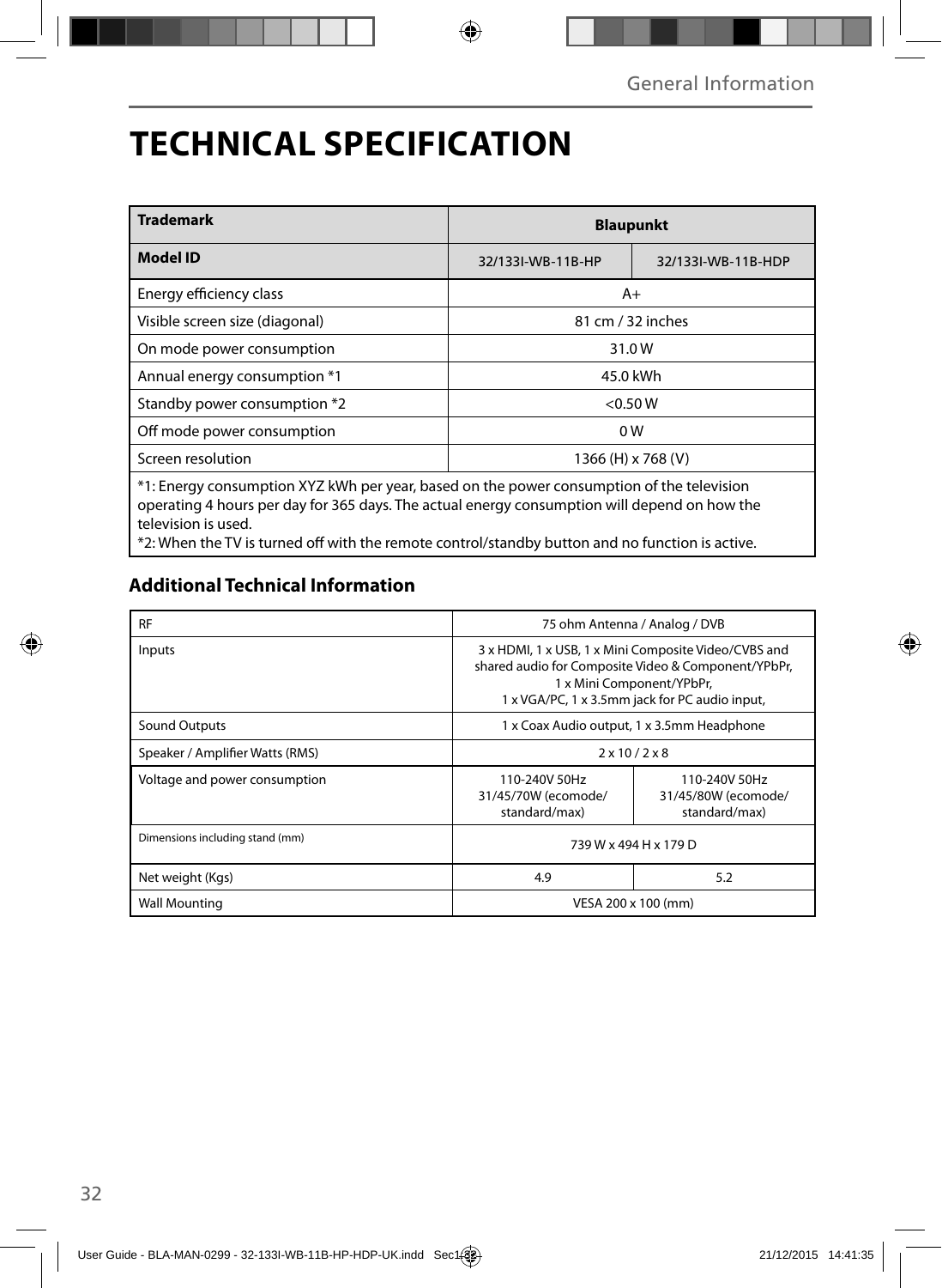# TECHNICAL SPECIFICATION

| Trademark | Blaupunkt | |
|---|---|---|
| **Model ID** | 32/133I-WB-11B-HP | 32/133I-WB-11B-HDP |
| Energy efficiency class | A+ | |
| Visible screen size (diagonal) | 81 cm / 32 inches | |
| On mode power consumption | 31.0 W | |
| Annual energy consumption *1 | 45.0 kWh | |
| Standby power consumption *2 | <0.50 W | |
| Off mode power consumption | 0 W | |
| Screen resolution | 1366 (H) x 768 (V) | |

*1: Energy consumption XYZ kWh per year, based on the power consumption of the television operating 4 hours per day for 365 days. The actual energy consumption will depend on how the television is used.
*2: When the TV is turned off with the remote control/standby button and no function is active.

## Additional Technical Information

| RF | 75 ohm Antenna / Analog / DVB | |
|---|---|---|
| Inputs | 3 x HDMI, 1 x USB, 1 x Mini Composite Video/CVBS and shared audio for Composite Video & Component/YPbPr, 1 x Mini Component/YPbPr, 1 x VGA/PC, 1 x 3.5mm jack for PC audio input, | |
| Sound Outputs | 1 x Coax Audio output, 1 x 3.5mm Headphone | |
| Speaker / Amplifier Watts (RMS) | 2 x 10 / 2 x 8 | |
| Voltage and power consumption | 110-240V 50Hz 31/45/70W (ecomode/ standard/max) | 110-240V 50Hz 31/45/80W (ecomode/ standard/max) |
| Dimensions including stand (mm) | 739 W x 494 H x 179 D | |
| Net weight (Kgs) | 4.9 | 5.2 |
| Wall Mounting | VESA 200 x 100 (mm) | |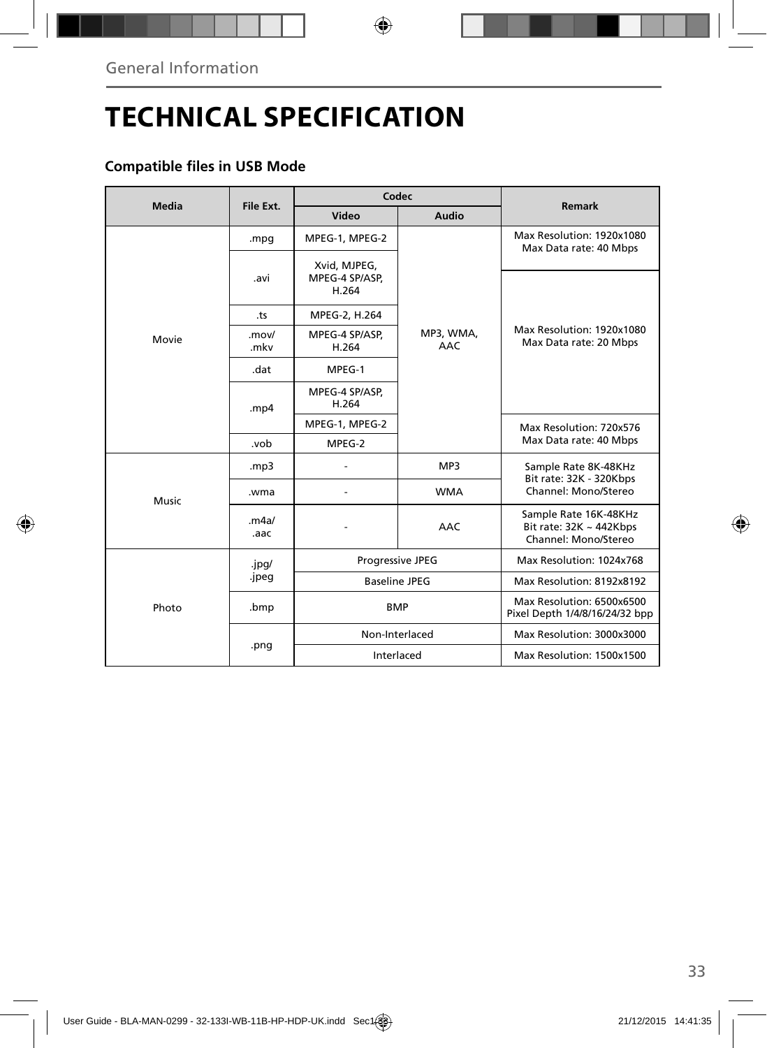General Information

# TECHNICAL SPECIFICATION

### Compatible files in USB Mode

| Media | File Ext. | Codec | | Remark |
|---|---|---|---|---|
| | | Video | Audio | |
| Movie | .mpg | MPEG-1, MPEG-2 | MP3, WMA, AAC | Max Resolution: 1920x1080 Max Data rate: 40 Mbps |
| | .avi | Xvid, MJPEG, MPEG-4 SP/ASP, H.264 | | Max Resolution: 1920x1080 Max Data rate: 20 Mbps |
| | .ts | MPEG-2, H.264 | | |
| | .mov/ .mkv | MPEG-4 SP/ASP, H.264 | | |
| | .dat | MPEG-1 | | |
| | .mp4 | MPEG-4 SP/ASP, H.264 | | |
| | | MPEG-1, MPEG-2 | | Max Resolution: 720x576 Max Data rate: 40 Mbps |
| | .vob | MPEG-2 | | |
| Music | .mp3 | - | MP3 | Sample Rate 8K-48KHz Bit rate: 32K - 320Kbps Channel: Mono/Stereo |
| | .wma | - | WMA | |
| | .m4a/ .aac | - | AAC | Sample Rate 16K-48KHz Bit rate: 32K ~ 442Kbps Channel: Mono/Stereo |
| Photo | .jpg/ .jpeg | Progressive JPEG | | Max Resolution: 1024x768 |
| | | Baseline JPEG | | Max Resolution: 8192x8192 |
| | .bmp | BMP | | Max Resolution: 6500x6500 Pixel Depth 1/4/8/16/24/32 bpp |
| | .png | Non-Interlaced | | Max Resolution: 3000x3000 |
| | | Interlaced | | Max Resolution: 1500x1500 |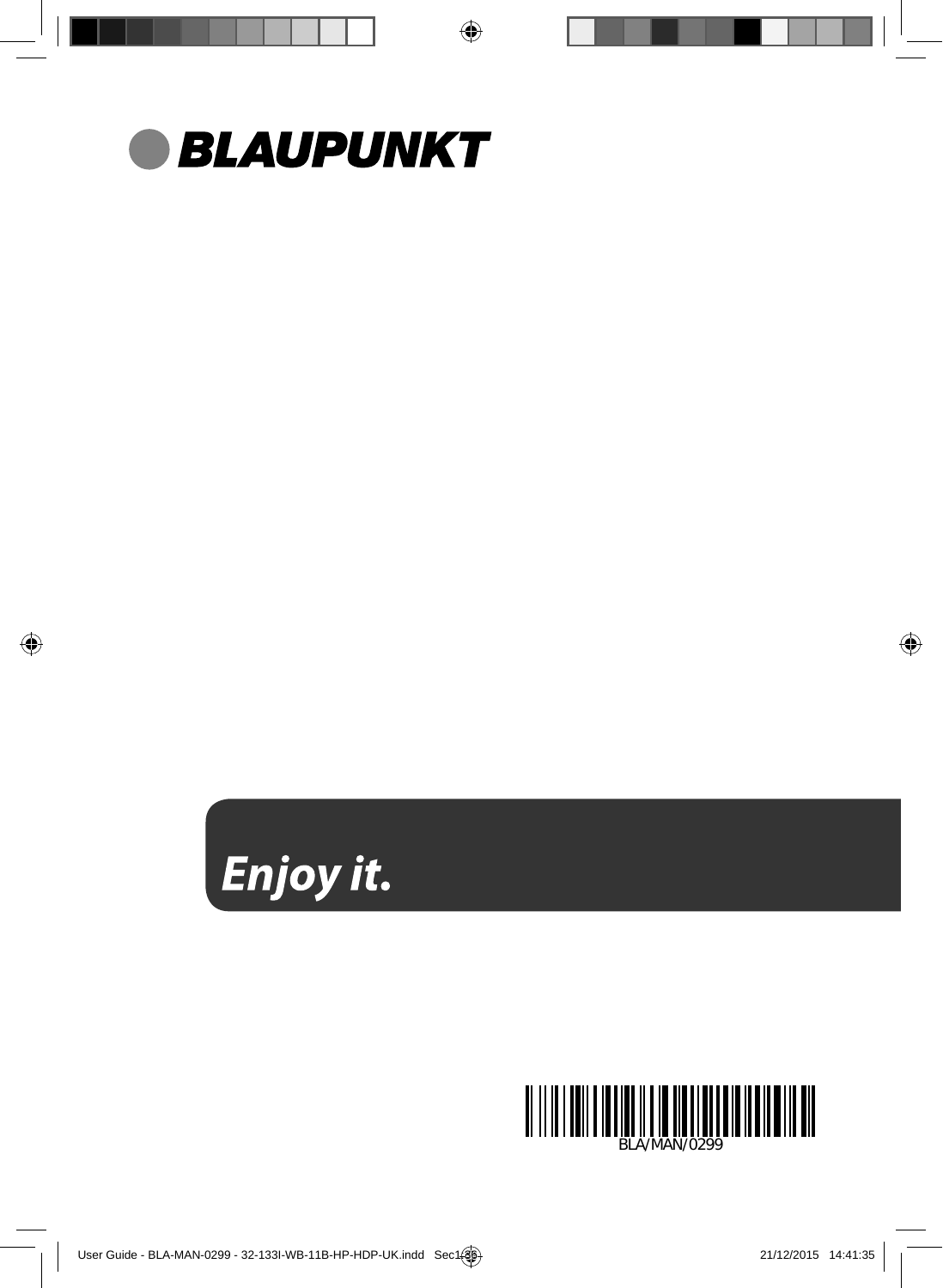BLAUPUNKT

*Enjoy it.*

BLA/MAN/0299